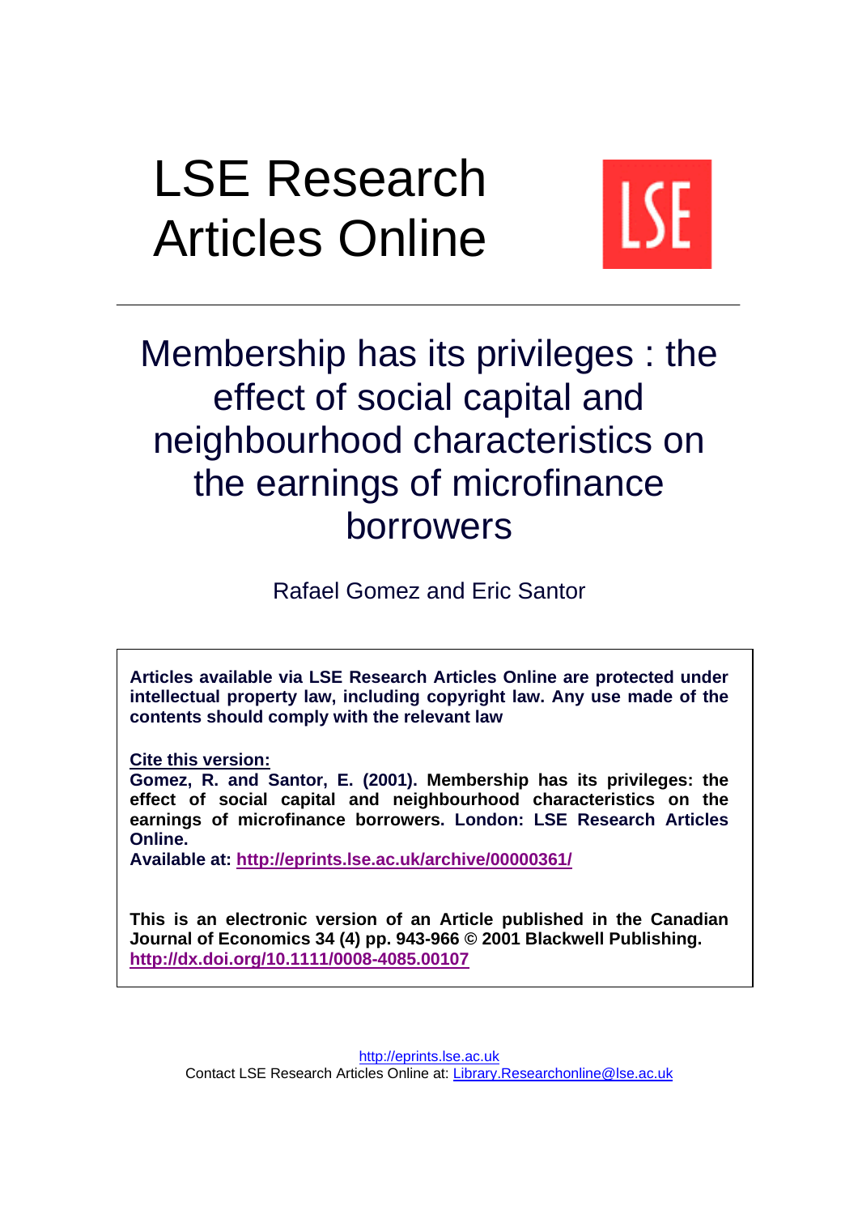# LSE Research Articles Online

# Membership has its privileges : the effect of social capital and neighbourhood characteristics on the earnings of microfinance borrowers

Rafael Gomez and Eric Santor

**Articles available via LSE Research Articles Online are protected under intellectual property law, including copyright law. Any use made of the contents should comply with the relevant law**

**Cite this version:**

**Gomez, R. and Santor, E. (2001). Membership has its privileges: the effect of social capital and neighbourhood characteristics on the earnings of microfinance borrowers. London: LSE Research Articles Online.**

**Available at: http://eprints.lse.ac.uk/archive/00000361/**

**This is an electronic version of an Article published in the Canadian Journal of Economics 34 (4) pp. 943-966 © 2001 Blackwell Publishing.**
**http://dx.doi.org/10.1111/0008-4085.00107**

http://eprints.lse.ac.uk
Contact LSE Research Articles Online at: Library.Researchonline@lse.ac.uk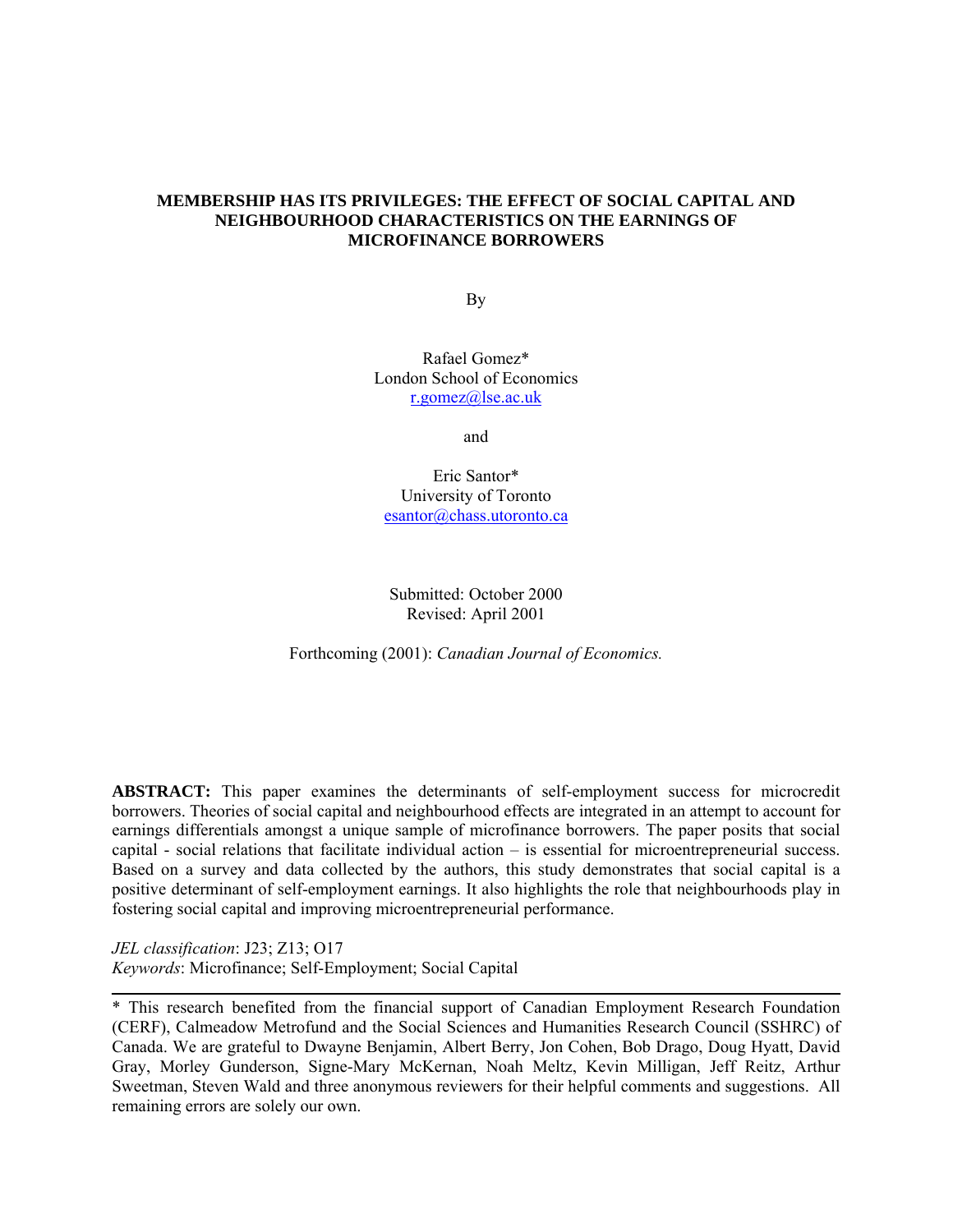**MEMBERSHIP HAS ITS PRIVILEGES: THE EFFECT OF SOCIAL CAPITAL AND NEIGHBOURHOOD CHARACTERISTICS ON THE EARNINGS OF MICROFINANCE BORROWERS**

By

Rafael Gomez*
London School of Economics
r.gomez@lse.ac.uk

and

Eric Santor*
University of Toronto
esantor@chass.utoronto.ca

Submitted: October 2000
Revised: April 2001

Forthcoming (2001): *Canadian Journal of Economics.*

**ABSTRACT:** This paper examines the determinants of self-employment success for microcredit borrowers. Theories of social capital and neighbourhood effects are integrated in an attempt to account for earnings differentials amongst a unique sample of microfinance borrowers. The paper posits that social capital - social relations that facilitate individual action – is essential for microentrepreneurial success. Based on a survey and data collected by the authors, this study demonstrates that social capital is a positive determinant of self-employment earnings. It also highlights the role that neighbourhoods play in fostering social capital and improving microentrepreneurial performance.

*JEL classification*: J23; Z13; O17
*Keywords*: Microfinance; Self-Employment; Social Capital

---

* This research benefited from the financial support of Canadian Employment Research Foundation (CERF), Calmeadow Metrofund and the Social Sciences and Humanities Research Council (SSHRC) of Canada. We are grateful to Dwayne Benjamin, Albert Berry, Jon Cohen, Bob Drago, Doug Hyatt, David Gray, Morley Gunderson, Signe-Mary McKernan, Noah Meltz, Kevin Milligan, Jeff Reitz, Arthur Sweetman, Steven Wald and three anonymous reviewers for their helpful comments and suggestions. All remaining errors are solely our own.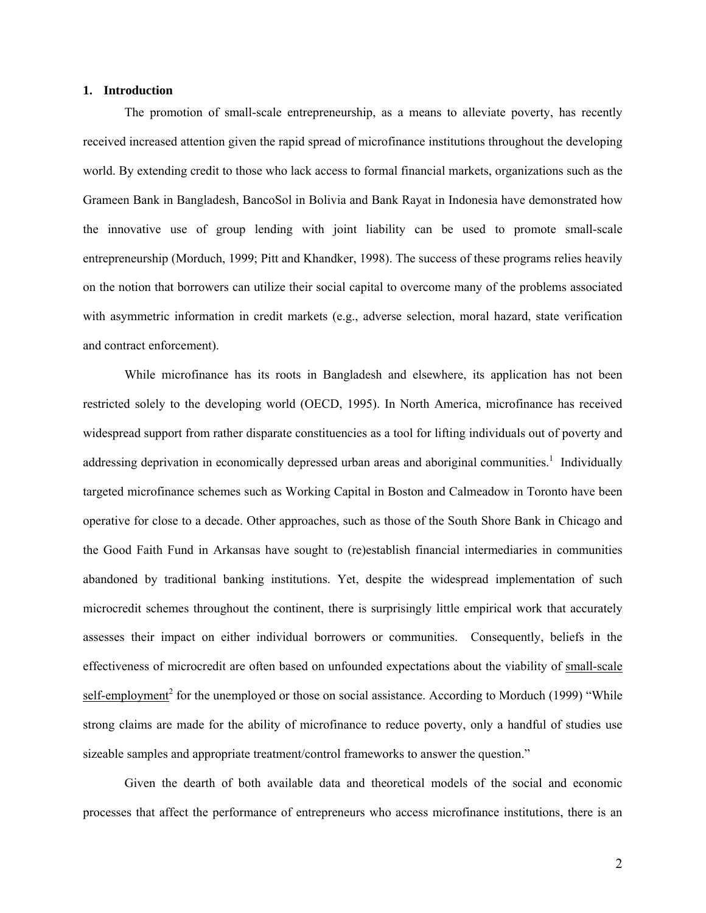## 1. Introduction

The promotion of small-scale entrepreneurship, as a means to alleviate poverty, has recently received increased attention given the rapid spread of microfinance institutions throughout the developing world. By extending credit to those who lack access to formal financial markets, organizations such as the Grameen Bank in Bangladesh, BancoSol in Bolivia and Bank Rayat in Indonesia have demonstrated how the innovative use of group lending with joint liability can be used to promote small-scale entrepreneurship (Morduch, 1999; Pitt and Khandker, 1998). The success of these programs relies heavily on the notion that borrowers can utilize their social capital to overcome many of the problems associated with asymmetric information in credit markets (e.g., adverse selection, moral hazard, state verification and contract enforcement).

While microfinance has its roots in Bangladesh and elsewhere, its application has not been restricted solely to the developing world (OECD, 1995). In North America, microfinance has received widespread support from rather disparate constituencies as a tool for lifting individuals out of poverty and addressing deprivation in economically depressed urban areas and aboriginal communities.[1] Individually targeted microfinance schemes such as Working Capital in Boston and Calmeadow in Toronto have been operative for close to a decade. Other approaches, such as those of the South Shore Bank in Chicago and the Good Faith Fund in Arkansas have sought to (re)establish financial intermediaries in communities abandoned by traditional banking institutions. Yet, despite the widespread implementation of such microcredit schemes throughout the continent, there is surprisingly little empirical work that accurately assesses their impact on either individual borrowers or communities. Consequently, beliefs in the effectiveness of microcredit are often based on unfounded expectations about the viability of small-scale self-employment[2] for the unemployed or those on social assistance. According to Morduch (1999) "While strong claims are made for the ability of microfinance to reduce poverty, only a handful of studies use sizeable samples and appropriate treatment/control frameworks to answer the question."

Given the dearth of both available data and theoretical models of the social and economic processes that affect the performance of entrepreneurs who access microfinance institutions, there is an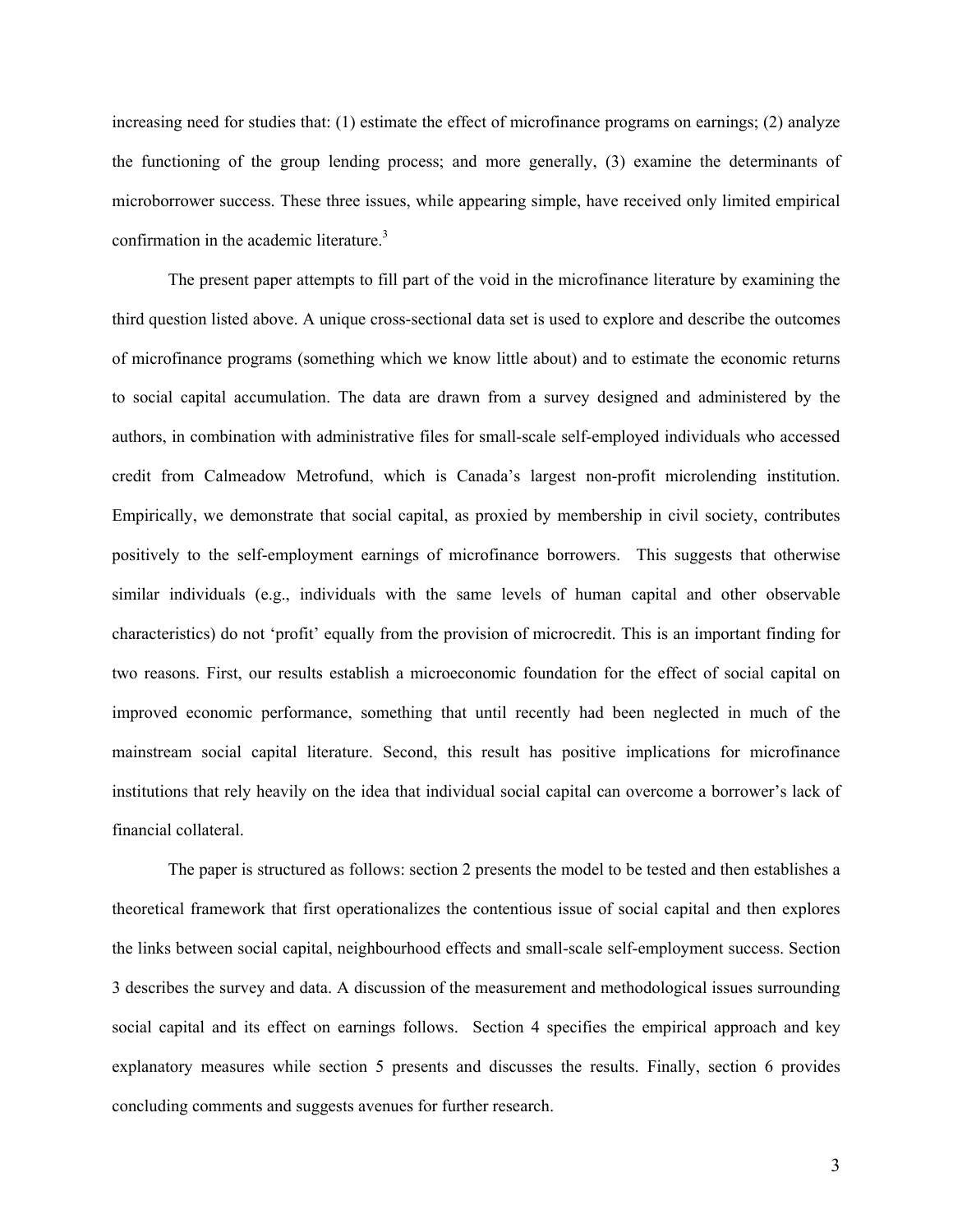increasing need for studies that: (1) estimate the effect of microfinance programs on earnings; (2) analyze the functioning of the group lending process; and more generally, (3) examine the determinants of microborrower success. These three issues, while appearing simple, have received only limited empirical confirmation in the academic literature.[3]

The present paper attempts to fill part of the void in the microfinance literature by examining the third question listed above. A unique cross-sectional data set is used to explore and describe the outcomes of microfinance programs (something which we know little about) and to estimate the economic returns to social capital accumulation. The data are drawn from a survey designed and administered by the authors, in combination with administrative files for small-scale self-employed individuals who accessed credit from Calmeadow Metrofund, which is Canada's largest non-profit microlending institution. Empirically, we demonstrate that social capital, as proxied by membership in civil society, contributes positively to the self-employment earnings of microfinance borrowers. This suggests that otherwise similar individuals (e.g., individuals with the same levels of human capital and other observable characteristics) do not 'profit' equally from the provision of microcredit. This is an important finding for two reasons. First, our results establish a microeconomic foundation for the effect of social capital on improved economic performance, something that until recently had been neglected in much of the mainstream social capital literature. Second, this result has positive implications for microfinance institutions that rely heavily on the idea that individual social capital can overcome a borrower's lack of financial collateral.

The paper is structured as follows: section 2 presents the model to be tested and then establishes a theoretical framework that first operationalizes the contentious issue of social capital and then explores the links between social capital, neighbourhood effects and small-scale self-employment success. Section 3 describes the survey and data. A discussion of the measurement and methodological issues surrounding social capital and its effect on earnings follows. Section 4 specifies the empirical approach and key explanatory measures while section 5 presents and discusses the results. Finally, section 6 provides concluding comments and suggests avenues for further research.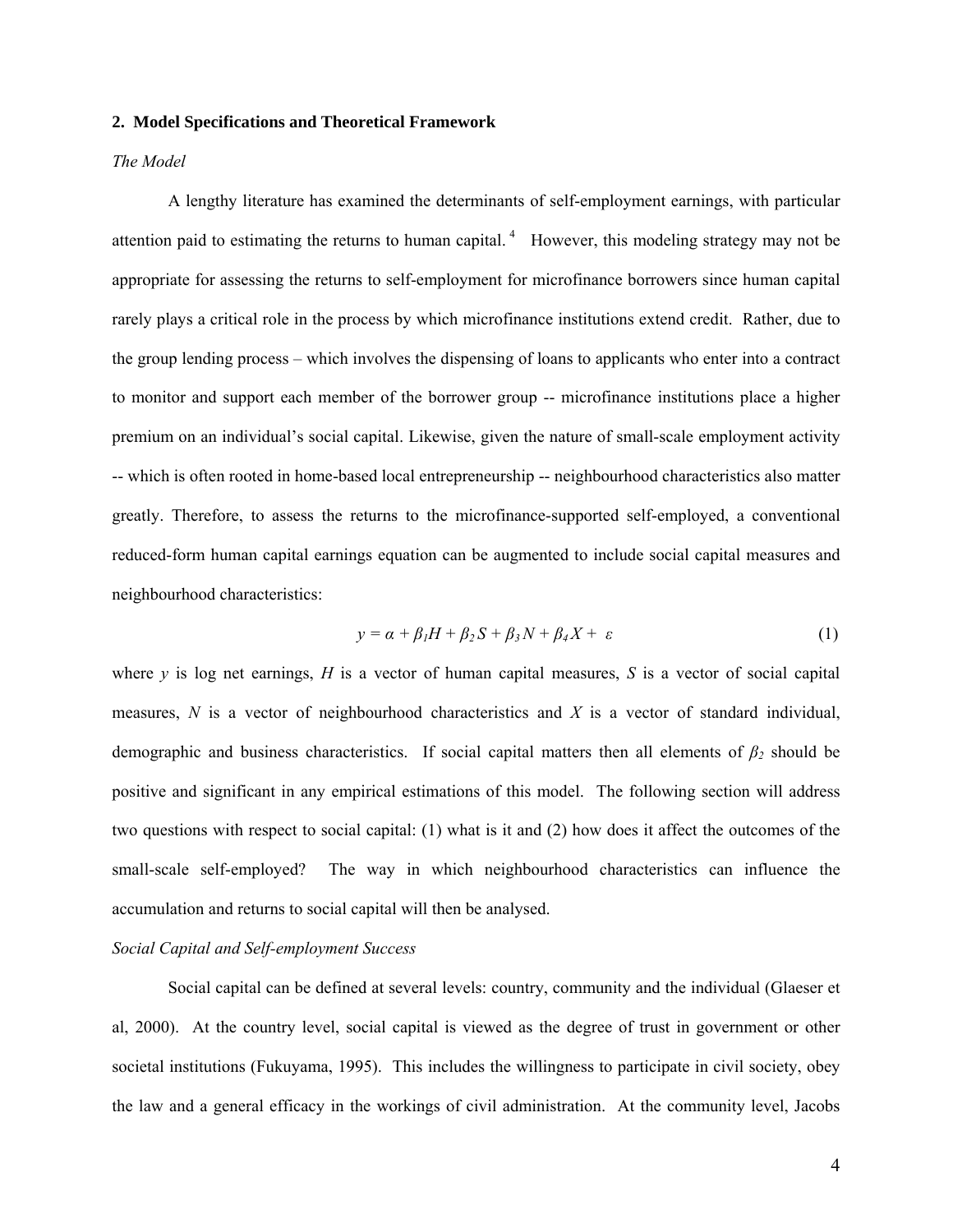## 2. Model Specifications and Theoretical Framework

*The Model*

A lengthy literature has examined the determinants of self-employment earnings, with particular attention paid to estimating the returns to human capital. [4] However, this modeling strategy may not be appropriate for assessing the returns to self-employment for microfinance borrowers since human capital rarely plays a critical role in the process by which microfinance institutions extend credit. Rather, due to the group lending process – which involves the dispensing of loans to applicants who enter into a contract to monitor and support each member of the borrower group -- microfinance institutions place a higher premium on an individual's social capital. Likewise, given the nature of small-scale employment activity -- which is often rooted in home-based local entrepreneurship -- neighbourhood characteristics also matter greatly. Therefore, to assess the returns to the microfinance-supported self-employed, a conventional reduced-form human capital earnings equation can be augmented to include social capital measures and neighbourhood characteristics:

$$y = \alpha + \beta_1 H + \beta_2 S + \beta_3 N + \beta_4 X + \varepsilon \tag{1}$$

where $y$ is log net earnings, $H$ is a vector of human capital measures, $S$ is a vector of social capital measures, $N$ is a vector of neighbourhood characteristics and $X$ is a vector of standard individual, demographic and business characteristics. If social capital matters then all elements of $\beta_2$ should be positive and significant in any empirical estimations of this model. The following section will address two questions with respect to social capital: (1) what is it and (2) how does it affect the outcomes of the small-scale self-employed? The way in which neighbourhood characteristics can influence the accumulation and returns to social capital will then be analysed.

*Social Capital and Self-employment Success*

Social capital can be defined at several levels: country, community and the individual (Glaeser et al, 2000). At the country level, social capital is viewed as the degree of trust in government or other societal institutions (Fukuyama, 1995). This includes the willingness to participate in civil society, obey the law and a general efficacy in the workings of civil administration. At the community level, Jacobs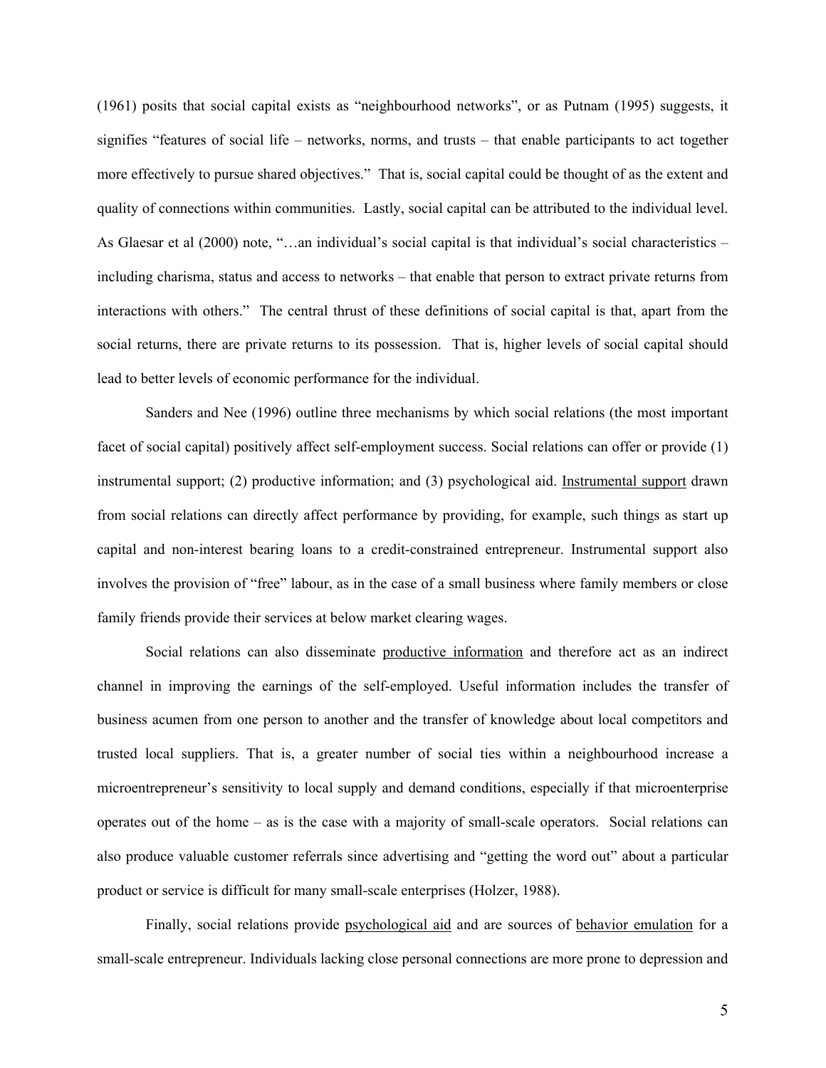(1961) posits that social capital exists as "neighbourhood networks", or as Putnam (1995) suggests, it signifies "features of social life – networks, norms, and trusts – that enable participants to act together more effectively to pursue shared objectives." That is, social capital could be thought of as the extent and quality of connections within communities. Lastly, social capital can be attributed to the individual level. As Glaesar et al (2000) note, "…an individual's social capital is that individual's social characteristics – including charisma, status and access to networks – that enable that person to extract private returns from interactions with others." The central thrust of these definitions of social capital is that, apart from the social returns, there are private returns to its possession. That is, higher levels of social capital should lead to better levels of economic performance for the individual.

Sanders and Nee (1996) outline three mechanisms by which social relations (the most important facet of social capital) positively affect self-employment success. Social relations can offer or provide (1) instrumental support; (2) productive information; and (3) psychological aid. Instrumental support drawn from social relations can directly affect performance by providing, for example, such things as start up capital and non-interest bearing loans to a credit-constrained entrepreneur. Instrumental support also involves the provision of "free" labour, as in the case of a small business where family members or close family friends provide their services at below market clearing wages.

Social relations can also disseminate productive information and therefore act as an indirect channel in improving the earnings of the self-employed. Useful information includes the transfer of business acumen from one person to another and the transfer of knowledge about local competitors and trusted local suppliers. That is, a greater number of social ties within a neighbourhood increase a microentrepreneur's sensitivity to local supply and demand conditions, especially if that microenterprise operates out of the home – as is the case with a majority of small-scale operators. Social relations can also produce valuable customer referrals since advertising and "getting the word out" about a particular product or service is difficult for many small-scale enterprises (Holzer, 1988).

Finally, social relations provide psychological aid and are sources of behavior emulation for a small-scale entrepreneur. Individuals lacking close personal connections are more prone to depression and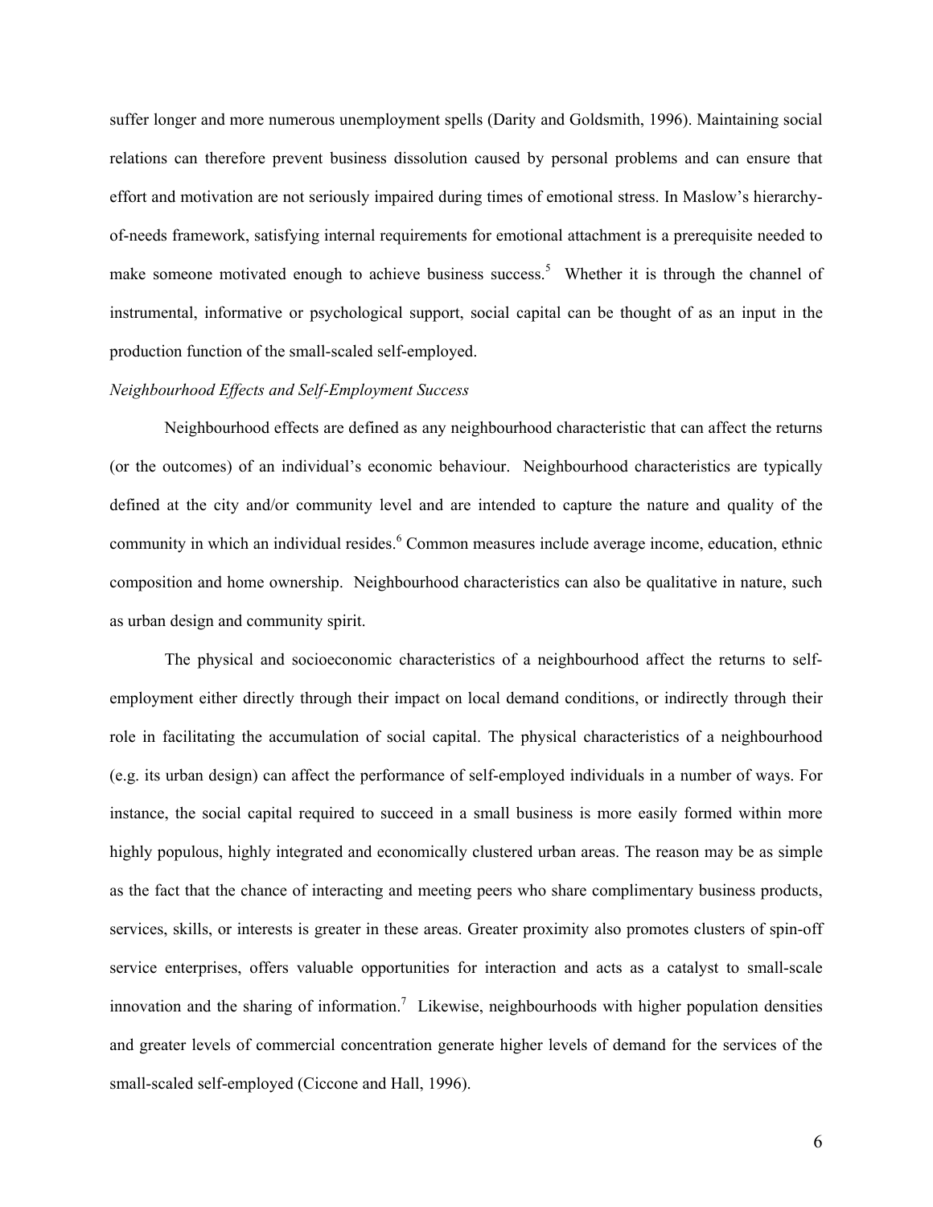suffer longer and more numerous unemployment spells (Darity and Goldsmith, 1996). Maintaining social relations can therefore prevent business dissolution caused by personal problems and can ensure that effort and motivation are not seriously impaired during times of emotional stress. In Maslow's hierarchy-of-needs framework, satisfying internal requirements for emotional attachment is a prerequisite needed to make someone motivated enough to achieve business success.[5] Whether it is through the channel of instrumental, informative or psychological support, social capital can be thought of as an input in the production function of the small-scaled self-employed.

*Neighbourhood Effects and Self-Employment Success*

Neighbourhood effects are defined as any neighbourhood characteristic that can affect the returns (or the outcomes) of an individual's economic behaviour. Neighbourhood characteristics are typically defined at the city and/or community level and are intended to capture the nature and quality of the community in which an individual resides.[6] Common measures include average income, education, ethnic composition and home ownership. Neighbourhood characteristics can also be qualitative in nature, such as urban design and community spirit.

The physical and socioeconomic characteristics of a neighbourhood affect the returns to self-employment either directly through their impact on local demand conditions, or indirectly through their role in facilitating the accumulation of social capital. The physical characteristics of a neighbourhood (e.g. its urban design) can affect the performance of self-employed individuals in a number of ways. For instance, the social capital required to succeed in a small business is more easily formed within more highly populous, highly integrated and economically clustered urban areas. The reason may be as simple as the fact that the chance of interacting and meeting peers who share complimentary business products, services, skills, or interests is greater in these areas. Greater proximity also promotes clusters of spin-off service enterprises, offers valuable opportunities for interaction and acts as a catalyst to small-scale innovation and the sharing of information.[7] Likewise, neighbourhoods with higher population densities and greater levels of commercial concentration generate higher levels of demand for the services of the small-scaled self-employed (Ciccone and Hall, 1996).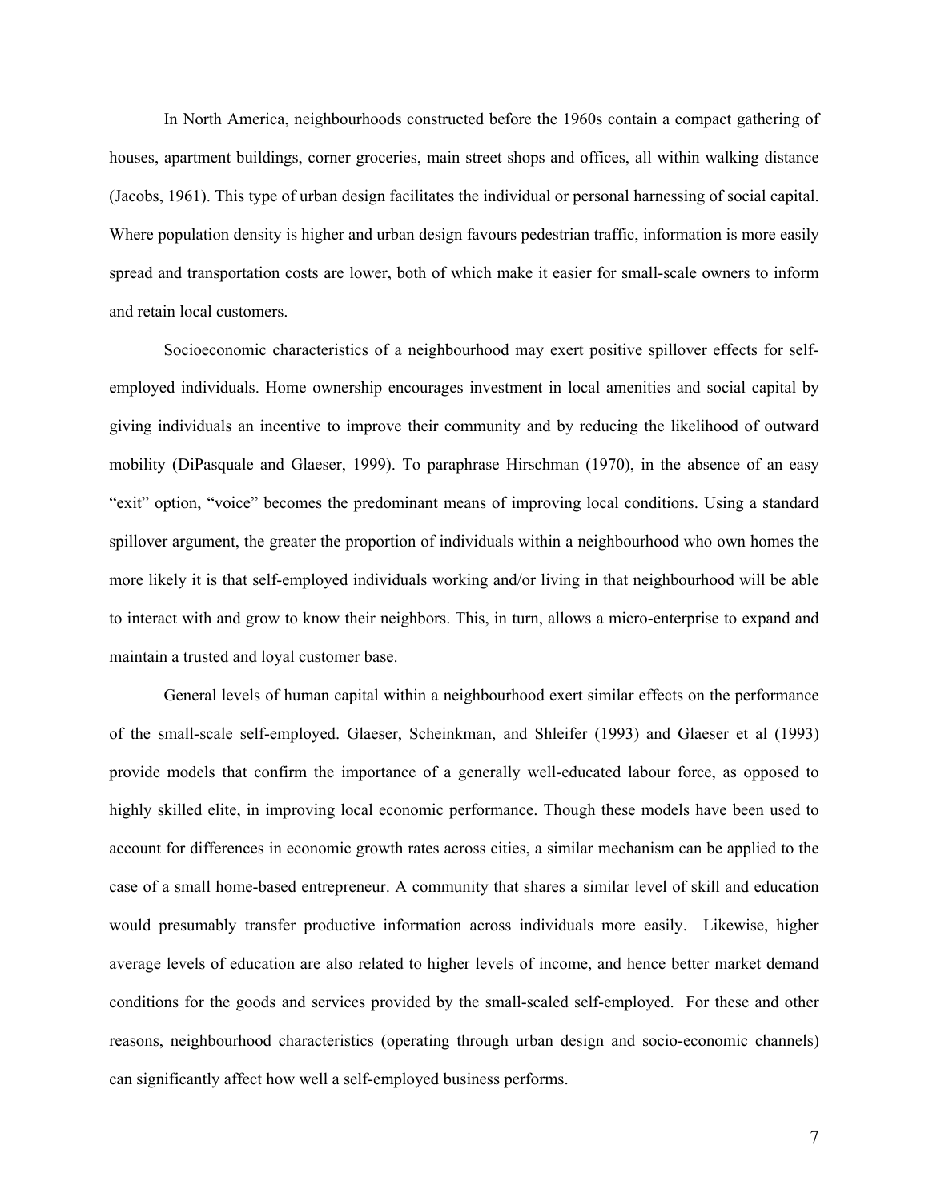In North America, neighbourhoods constructed before the 1960s contain a compact gathering of houses, apartment buildings, corner groceries, main street shops and offices, all within walking distance (Jacobs, 1961). This type of urban design facilitates the individual or personal harnessing of social capital. Where population density is higher and urban design favours pedestrian traffic, information is more easily spread and transportation costs are lower, both of which make it easier for small-scale owners to inform and retain local customers.

Socioeconomic characteristics of a neighbourhood may exert positive spillover effects for self-employed individuals. Home ownership encourages investment in local amenities and social capital by giving individuals an incentive to improve their community and by reducing the likelihood of outward mobility (DiPasquale and Glaeser, 1999). To paraphrase Hirschman (1970), in the absence of an easy "exit" option, "voice" becomes the predominant means of improving local conditions. Using a standard spillover argument, the greater the proportion of individuals within a neighbourhood who own homes the more likely it is that self-employed individuals working and/or living in that neighbourhood will be able to interact with and grow to know their neighbors. This, in turn, allows a micro-enterprise to expand and maintain a trusted and loyal customer base.

General levels of human capital within a neighbourhood exert similar effects on the performance of the small-scale self-employed. Glaeser, Scheinkman, and Shleifer (1993) and Glaeser et al (1993) provide models that confirm the importance of a generally well-educated labour force, as opposed to highly skilled elite, in improving local economic performance. Though these models have been used to account for differences in economic growth rates across cities, a similar mechanism can be applied to the case of a small home-based entrepreneur. A community that shares a similar level of skill and education would presumably transfer productive information across individuals more easily. Likewise, higher average levels of education are also related to higher levels of income, and hence better market demand conditions for the goods and services provided by the small-scaled self-employed. For these and other reasons, neighbourhood characteristics (operating through urban design and socio-economic channels) can significantly affect how well a self-employed business performs.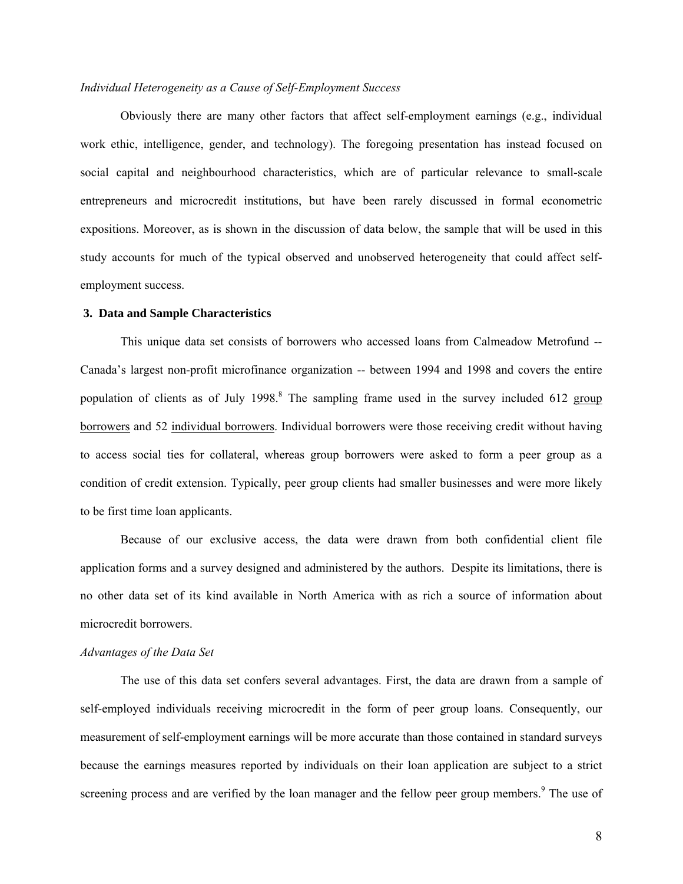*Individual Heterogeneity as a Cause of Self-Employment Success*

Obviously there are many other factors that affect self-employment earnings (e.g., individual work ethic, intelligence, gender, and technology). The foregoing presentation has instead focused on social capital and neighbourhood characteristics, which are of particular relevance to small-scale entrepreneurs and microcredit institutions, but have been rarely discussed in formal econometric expositions. Moreover, as is shown in the discussion of data below, the sample that will be used in this study accounts for much of the typical observed and unobserved heterogeneity that could affect self-employment success.

## 3. Data and Sample Characteristics

This unique data set consists of borrowers who accessed loans from Calmeadow Metrofund -- Canada's largest non-profit microfinance organization -- between 1994 and 1998 and covers the entire population of clients as of July 1998.[8] The sampling frame used in the survey included 612 group borrowers and 52 individual borrowers. Individual borrowers were those receiving credit without having to access social ties for collateral, whereas group borrowers were asked to form a peer group as a condition of credit extension. Typically, peer group clients had smaller businesses and were more likely to be first time loan applicants.

Because of our exclusive access, the data were drawn from both confidential client file application forms and a survey designed and administered by the authors. Despite its limitations, there is no other data set of its kind available in North America with as rich a source of information about microcredit borrowers.

*Advantages of the Data Set*

The use of this data set confers several advantages. First, the data are drawn from a sample of self-employed individuals receiving microcredit in the form of peer group loans. Consequently, our measurement of self-employment earnings will be more accurate than those contained in standard surveys because the earnings measures reported by individuals on their loan application are subject to a strict screening process and are verified by the loan manager and the fellow peer group members.[9] The use of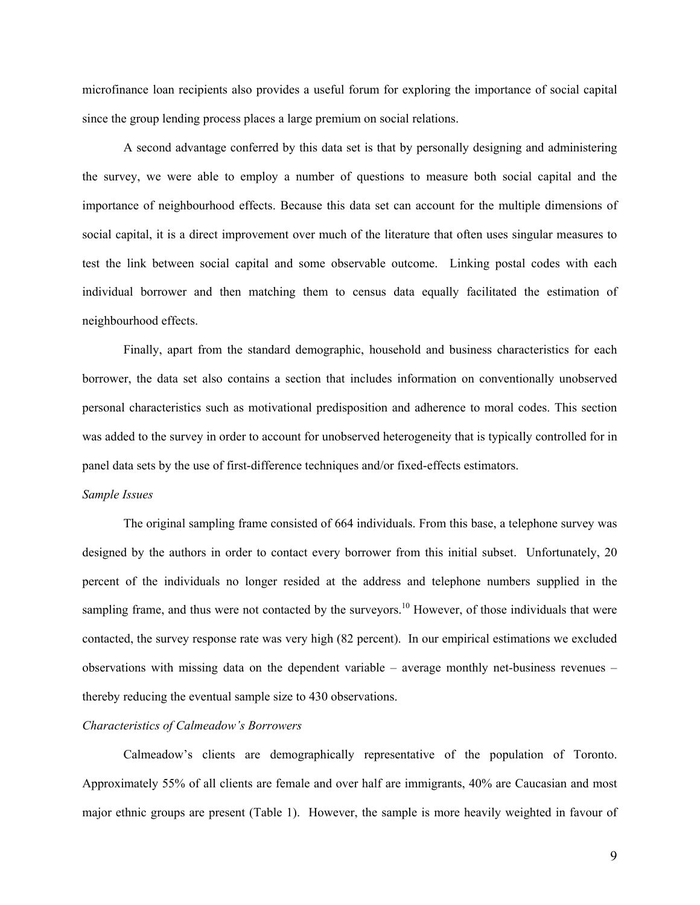microfinance loan recipients also provides a useful forum for exploring the importance of social capital since the group lending process places a large premium on social relations.

A second advantage conferred by this data set is that by personally designing and administering the survey, we were able to employ a number of questions to measure both social capital and the importance of neighbourhood effects. Because this data set can account for the multiple dimensions of social capital, it is a direct improvement over much of the literature that often uses singular measures to test the link between social capital and some observable outcome. Linking postal codes with each individual borrower and then matching them to census data equally facilitated the estimation of neighbourhood effects.

Finally, apart from the standard demographic, household and business characteristics for each borrower, the data set also contains a section that includes information on conventionally unobserved personal characteristics such as motivational predisposition and adherence to moral codes. This section was added to the survey in order to account for unobserved heterogeneity that is typically controlled for in panel data sets by the use of first-difference techniques and/or fixed-effects estimators.

*Sample Issues*

The original sampling frame consisted of 664 individuals. From this base, a telephone survey was designed by the authors in order to contact every borrower from this initial subset. Unfortunately, 20 percent of the individuals no longer resided at the address and telephone numbers supplied in the sampling frame, and thus were not contacted by the surveyors.[10] However, of those individuals that were contacted, the survey response rate was very high (82 percent). In our empirical estimations we excluded observations with missing data on the dependent variable – average monthly net-business revenues – thereby reducing the eventual sample size to 430 observations.

*Characteristics of Calmeadow's Borrowers*

Calmeadow's clients are demographically representative of the population of Toronto. Approximately 55% of all clients are female and over half are immigrants, 40% are Caucasian and most major ethnic groups are present (Table 1). However, the sample is more heavily weighted in favour of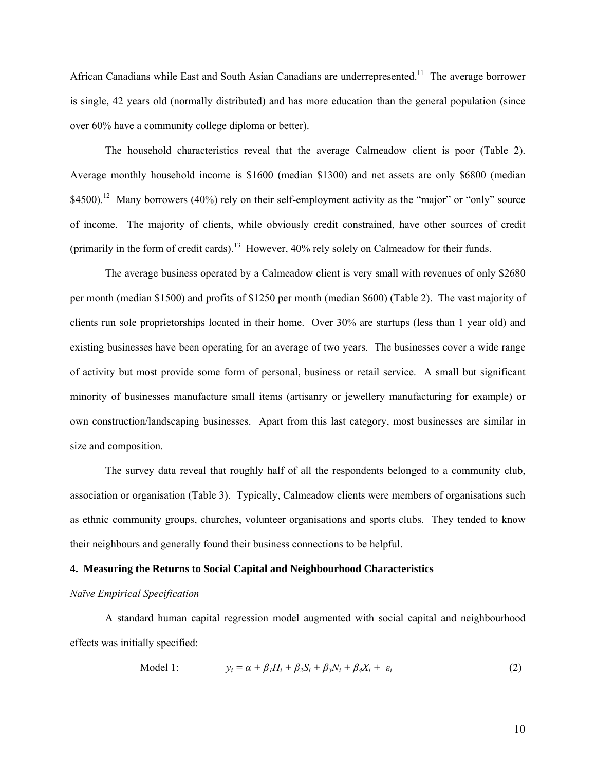African Canadians while East and South Asian Canadians are underrepresented.[11] The average borrower is single, 42 years old (normally distributed) and has more education than the general population (since over 60% have a community college diploma or better).

The household characteristics reveal that the average Calmeadow client is poor (Table 2). Average monthly household income is \$1600 (median \$1300) and net assets are only \$6800 (median \$4500).[12] Many borrowers (40%) rely on their self-employment activity as the "major" or "only" source of income. The majority of clients, while obviously credit constrained, have other sources of credit (primarily in the form of credit cards).[13] However, 40% rely solely on Calmeadow for their funds.

The average business operated by a Calmeadow client is very small with revenues of only \$2680 per month (median \$1500) and profits of \$1250 per month (median \$600) (Table 2). The vast majority of clients run sole proprietorships located in their home. Over 30% are startups (less than 1 year old) and existing businesses have been operating for an average of two years. The businesses cover a wide range of activity but most provide some form of personal, business or retail service. A small but significant minority of businesses manufacture small items (artisanry or jewellery manufacturing for example) or own construction/landscaping businesses. Apart from this last category, most businesses are similar in size and composition.

The survey data reveal that roughly half of all the respondents belonged to a community club, association or organisation (Table 3). Typically, Calmeadow clients were members of organisations such as ethnic community groups, churches, volunteer organisations and sports clubs. They tended to know their neighbours and generally found their business connections to be helpful.

## 4. Measuring the Returns to Social Capital and Neighbourhood Characteristics

*Naïve Empirical Specification*

A standard human capital regression model augmented with social capital and neighbourhood effects was initially specified:

$$\text{Model 1:} \qquad y_i = \alpha + \beta_1 H_i + \beta_2 S_i + \beta_3 N_i + \beta_4 X_i + \varepsilon_i \tag{2}$$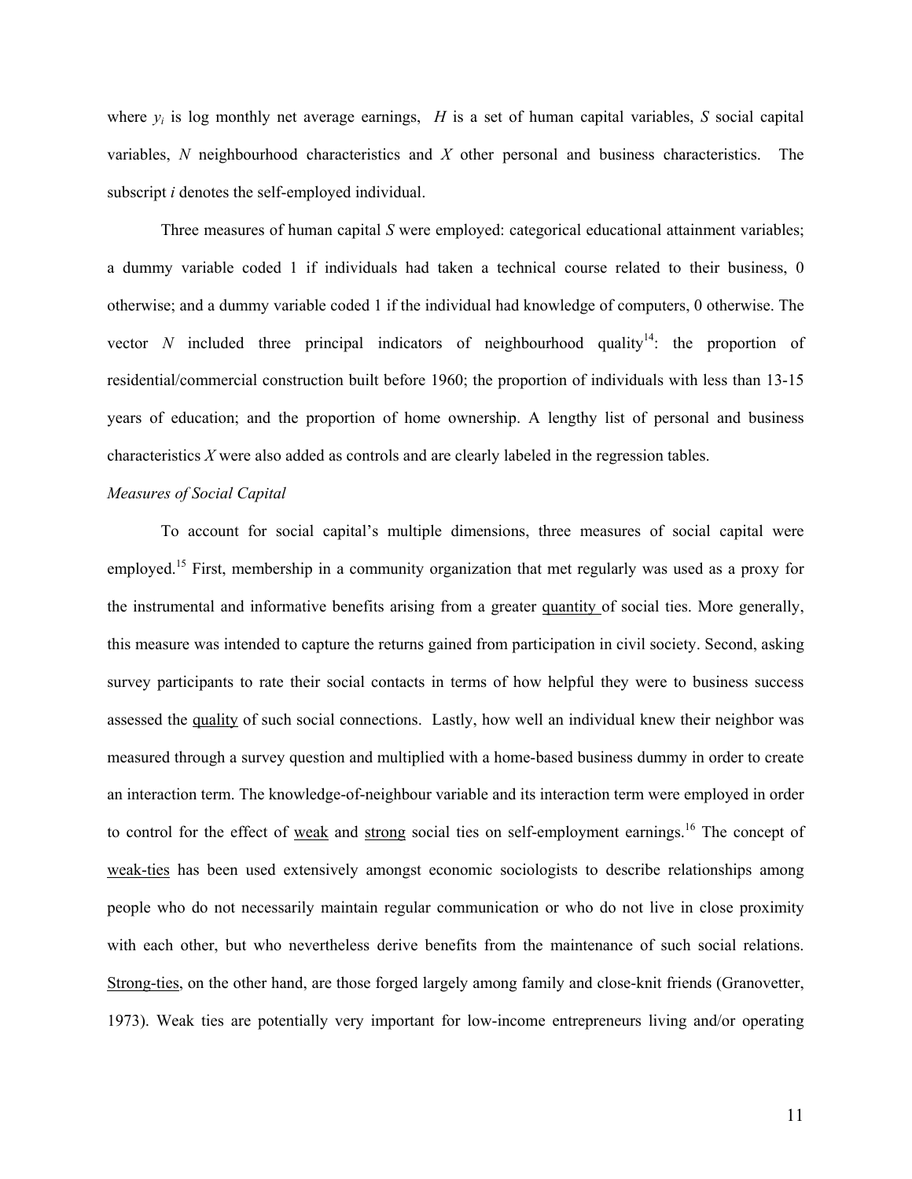where $y_i$ is log monthly net average earnings, $H$ is a set of human capital variables, $S$ social capital variables, $N$ neighbourhood characteristics and $X$ other personal and business characteristics. The subscript $i$ denotes the self-employed individual.

Three measures of human capital $S$ were employed: categorical educational attainment variables; a dummy variable coded 1 if individuals had taken a technical course related to their business, 0 otherwise; and a dummy variable coded 1 if the individual had knowledge of computers, 0 otherwise. The vector $N$ included three principal indicators of neighbourhood quality[14]: the proportion of residential/commercial construction built before 1960; the proportion of individuals with less than 13-15 years of education; and the proportion of home ownership. A lengthy list of personal and business characteristics $X$ were also added as controls and are clearly labeled in the regression tables.

*Measures of Social Capital*

To account for social capital's multiple dimensions, three measures of social capital were employed.[15] First, membership in a community organization that met regularly was used as a proxy for the instrumental and informative benefits arising from a greater quantity of social ties. More generally, this measure was intended to capture the returns gained from participation in civil society. Second, asking survey participants to rate their social contacts in terms of how helpful they were to business success assessed the quality of such social connections. Lastly, how well an individual knew their neighbor was measured through a survey question and multiplied with a home-based business dummy in order to create an interaction term. The knowledge-of-neighbour variable and its interaction term were employed in order to control for the effect of weak and strong social ties on self-employment earnings.[16] The concept of weak-ties has been used extensively amongst economic sociologists to describe relationships among people who do not necessarily maintain regular communication or who do not live in close proximity with each other, but who nevertheless derive benefits from the maintenance of such social relations. Strong-ties, on the other hand, are those forged largely among family and close-knit friends (Granovetter, 1973). Weak ties are potentially very important for low-income entrepreneurs living and/or operating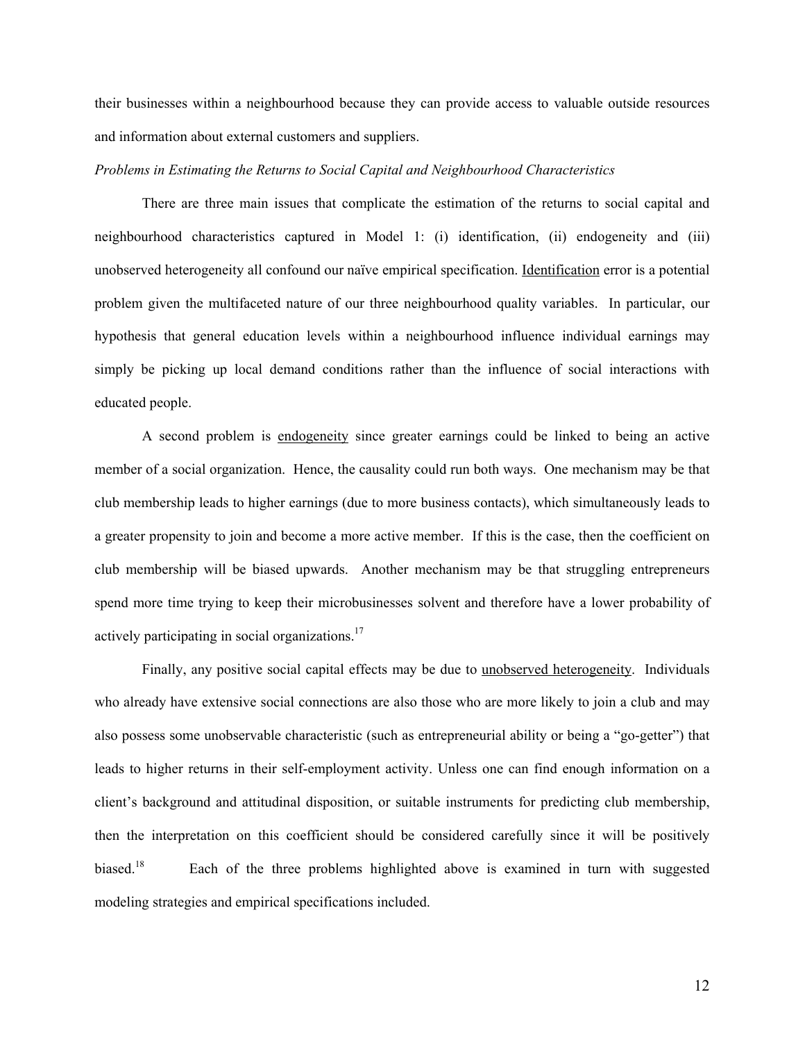their businesses within a neighbourhood because they can provide access to valuable outside resources and information about external customers and suppliers.

*Problems in Estimating the Returns to Social Capital and Neighbourhood Characteristics*

There are three main issues that complicate the estimation of the returns to social capital and neighbourhood characteristics captured in Model 1: (i) identification, (ii) endogeneity and (iii) unobserved heterogeneity all confound our naïve empirical specification. <u>Identification</u> error is a potential problem given the multifaceted nature of our three neighbourhood quality variables. In particular, our hypothesis that general education levels within a neighbourhood influence individual earnings may simply be picking up local demand conditions rather than the influence of social interactions with educated people.

A second problem is <u>endogeneity</u> since greater earnings could be linked to being an active member of a social organization. Hence, the causality could run both ways. One mechanism may be that club membership leads to higher earnings (due to more business contacts), which simultaneously leads to a greater propensity to join and become a more active member. If this is the case, then the coefficient on club membership will be biased upwards. Another mechanism may be that struggling entrepreneurs spend more time trying to keep their microbusinesses solvent and therefore have a lower probability of actively participating in social organizations.[17]

Finally, any positive social capital effects may be due to <u>unobserved heterogeneity</u>. Individuals who already have extensive social connections are also those who are more likely to join a club and may also possess some unobservable characteristic (such as entrepreneurial ability or being a "go-getter") that leads to higher returns in their self-employment activity. Unless one can find enough information on a client's background and attitudinal disposition, or suitable instruments for predicting club membership, then the interpretation on this coefficient should be considered carefully since it will be positively biased.[18] Each of the three problems highlighted above is examined in turn with suggested modeling strategies and empirical specifications included.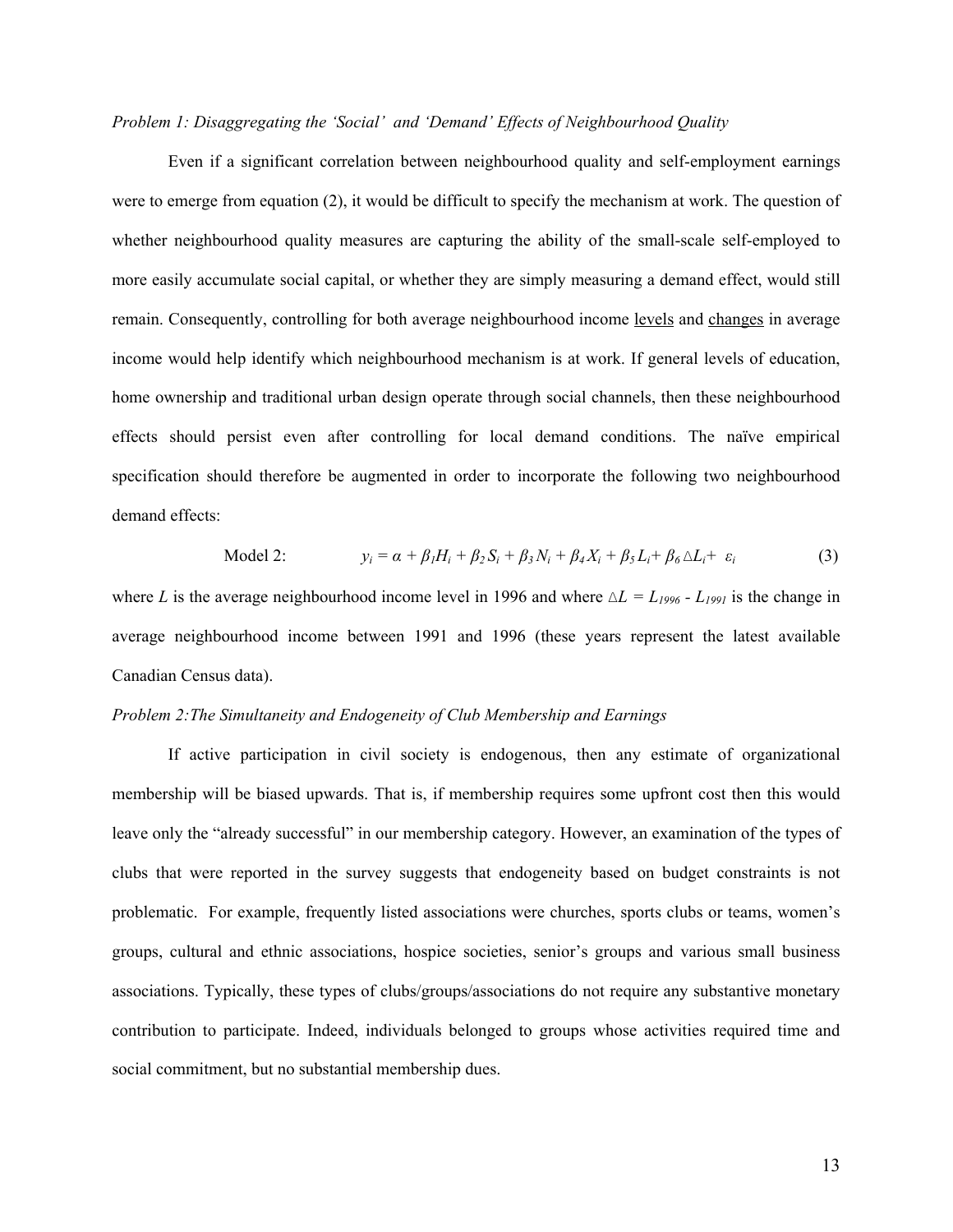*Problem 1: Disaggregating the 'Social' and 'Demand' Effects of Neighbourhood Quality*

Even if a significant correlation between neighbourhood quality and self-employment earnings were to emerge from equation (2), it would be difficult to specify the mechanism at work. The question of whether neighbourhood quality measures are capturing the ability of the small-scale self-employed to more easily accumulate social capital, or whether they are simply measuring a demand effect, would still remain. Consequently, controlling for both average neighbourhood income <u>levels</u> and <u>changes</u> in average income would help identify which neighbourhood mechanism is at work. If general levels of education, home ownership and traditional urban design operate through social channels, then these neighbourhood effects should persist even after controlling for local demand conditions. The naïve empirical specification should therefore be augmented in order to incorporate the following two neighbourhood demand effects:

$$\text{Model 2:} \qquad y_i = \alpha + \beta_1 H_i + \beta_2 S_i + \beta_3 N_i + \beta_4 X_i + \beta_5 L_i + \beta_6 \triangle L_i + \varepsilon_i \qquad (3)$$

where $L$ is the average neighbourhood income level in 1996 and where $\triangle L = L_{1996} - L_{1991}$ is the change in average neighbourhood income between 1991 and 1996 (these years represent the latest available Canadian Census data).

*Problem 2: The Simultaneity and Endogeneity of Club Membership and Earnings*

If active participation in civil society is endogenous, then any estimate of organizational membership will be biased upwards. That is, if membership requires some upfront cost then this would leave only the "already successful" in our membership category. However, an examination of the types of clubs that were reported in the survey suggests that endogeneity based on budget constraints is not problematic. For example, frequently listed associations were churches, sports clubs or teams, women's groups, cultural and ethnic associations, hospice societies, senior's groups and various small business associations. Typically, these types of clubs/groups/associations do not require any substantive monetary contribution to participate. Indeed, individuals belonged to groups whose activities required time and social commitment, but no substantial membership dues.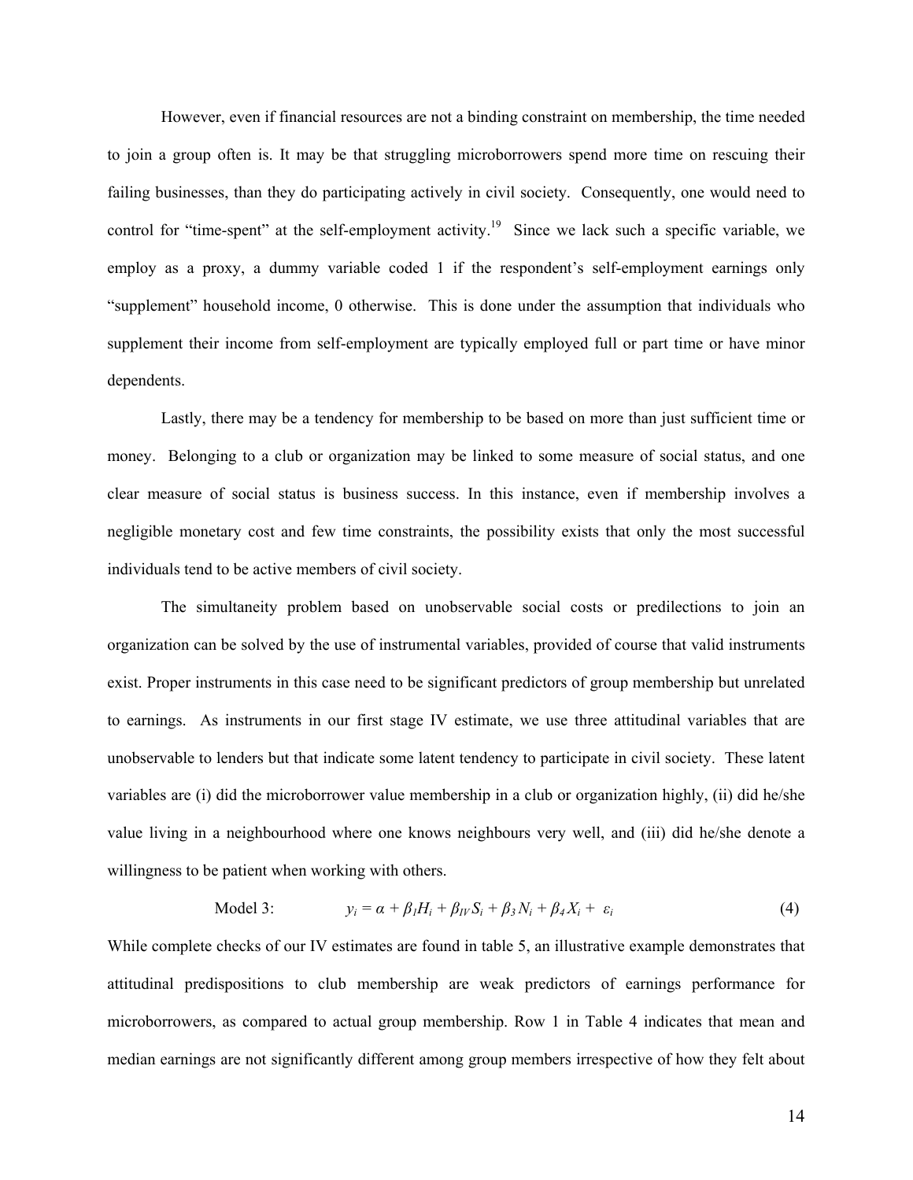However, even if financial resources are not a binding constraint on membership, the time needed to join a group often is. It may be that struggling microborrowers spend more time on rescuing their failing businesses, than they do participating actively in civil society. Consequently, one would need to control for "time-spent" at the self-employment activity.[19] Since we lack such a specific variable, we employ as a proxy, a dummy variable coded 1 if the respondent's self-employment earnings only "supplement" household income, 0 otherwise. This is done under the assumption that individuals who supplement their income from self-employment are typically employed full or part time or have minor dependents.

Lastly, there may be a tendency for membership to be based on more than just sufficient time or money. Belonging to a club or organization may be linked to some measure of social status, and one clear measure of social status is business success. In this instance, even if membership involves a negligible monetary cost and few time constraints, the possibility exists that only the most successful individuals tend to be active members of civil society.

The simultaneity problem based on unobservable social costs or predilections to join an organization can be solved by the use of instrumental variables, provided of course that valid instruments exist. Proper instruments in this case need to be significant predictors of group membership but unrelated to earnings. As instruments in our first stage IV estimate, we use three attitudinal variables that are unobservable to lenders but that indicate some latent tendency to participate in civil society. These latent variables are (i) did the microborrower value membership in a club or organization highly, (ii) did he/she value living in a neighbourhood where one knows neighbours very well, and (iii) did he/she denote a willingness to be patient when working with others.

Model 3: $$y_i = \alpha + \beta_1 H_i + \beta_{IV} S_i + \beta_3 N_i + \beta_4 X_i + \varepsilon_i \quad (4)$$

While complete checks of our IV estimates are found in table 5, an illustrative example demonstrates that attitudinal predispositions to club membership are weak predictors of earnings performance for microborrowers, as compared to actual group membership. Row 1 in Table 4 indicates that mean and median earnings are not significantly different among group members irrespective of how they felt about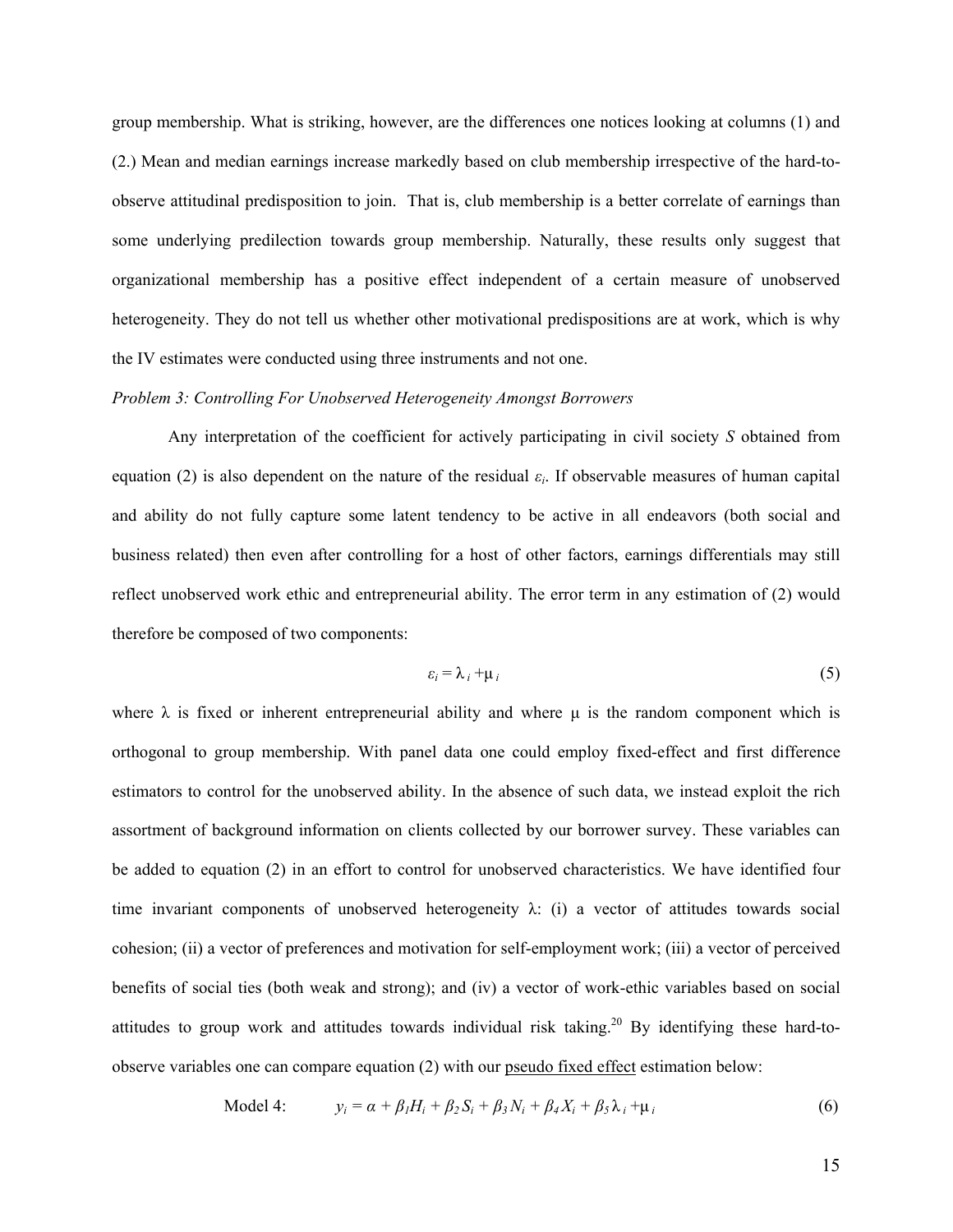group membership. What is striking, however, are the differences one notices looking at columns (1) and (2.) Mean and median earnings increase markedly based on club membership irrespective of the hard-to-observe attitudinal predisposition to join. That is, club membership is a better correlate of earnings than some underlying predilection towards group membership. Naturally, these results only suggest that organizational membership has a positive effect independent of a certain measure of unobserved heterogeneity. They do not tell us whether other motivational predispositions are at work, which is why the IV estimates were conducted using three instruments and not one.

*Problem 3: Controlling For Unobserved Heterogeneity Amongst Borrowers*

Any interpretation of the coefficient for actively participating in civil society *S* obtained from equation (2) is also dependent on the nature of the residual $\varepsilon_i$. If observable measures of human capital and ability do not fully capture some latent tendency to be active in all endeavors (both social and business related) then even after controlling for a host of other factors, earnings differentials may still reflect unobserved work ethic and entrepreneurial ability. The error term in any estimation of (2) would therefore be composed of two components:

$$\varepsilon_i = \lambda_i + \mu_i \tag{5}$$

where $\lambda$ is fixed or inherent entrepreneurial ability and where $\mu$ is the random component which is orthogonal to group membership. With panel data one could employ fixed-effect and first difference estimators to control for the unobserved ability. In the absence of such data, we instead exploit the rich assortment of background information on clients collected by our borrower survey. These variables can be added to equation (2) in an effort to control for unobserved characteristics. We have identified four time invariant components of unobserved heterogeneity $\lambda$: (i) a vector of attitudes towards social cohesion; (ii) a vector of preferences and motivation for self-employment work; (iii) a vector of perceived benefits of social ties (both weak and strong); and (iv) a vector of work-ethic variables based on social attitudes to group work and attitudes towards individual risk taking.[20] By identifying these hard-to-observe variables one can compare equation (2) with our pseudo fixed effect estimation below:

$$\text{Model 4:} \qquad y_i = \alpha + \beta_1 H_i + \beta_2 S_i + \beta_3 N_i + \beta_4 X_i + \beta_5 \lambda_i + \mu_i \tag{6}$$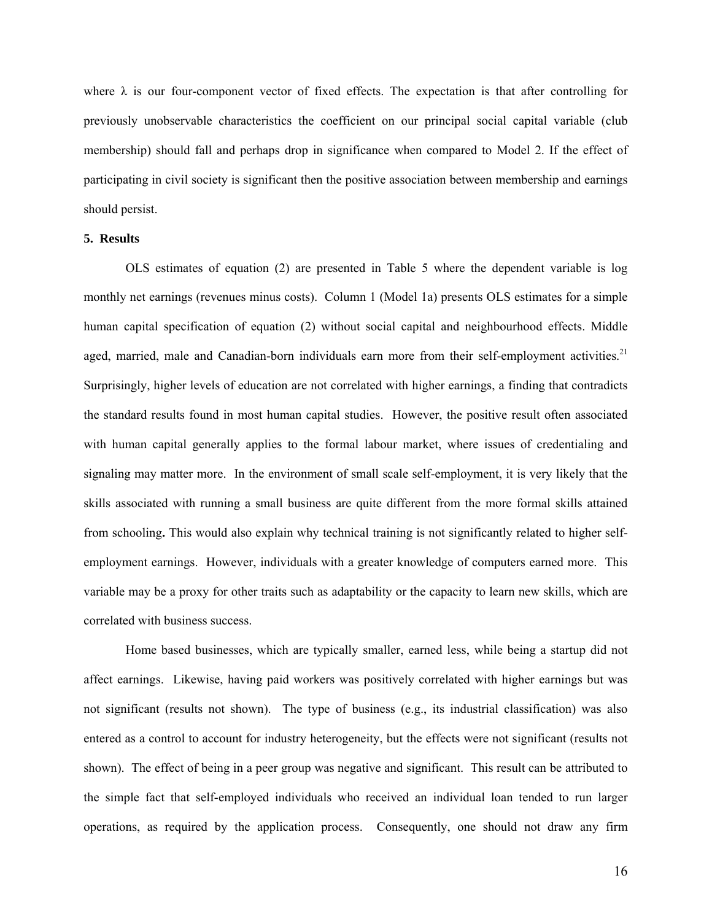where $\lambda$ is our four-component vector of fixed effects. The expectation is that after controlling for previously unobservable characteristics the coefficient on our principal social capital variable (club membership) should fall and perhaps drop in significance when compared to Model 2. If the effect of participating in civil society is significant then the positive association between membership and earnings should persist.

## 5. Results

OLS estimates of equation (2) are presented in Table 5 where the dependent variable is log monthly net earnings (revenues minus costs). Column 1 (Model 1a) presents OLS estimates for a simple human capital specification of equation (2) without social capital and neighbourhood effects. Middle aged, married, male and Canadian-born individuals earn more from their self-employment activities.[21] Surprisingly, higher levels of education are not correlated with higher earnings, a finding that contradicts the standard results found in most human capital studies. However, the positive result often associated with human capital generally applies to the formal labour market, where issues of credentialing and signaling may matter more. In the environment of small scale self-employment, it is very likely that the skills associated with running a small business are quite different from the more formal skills attained from schooling**.** This would also explain why technical training is not significantly related to higher self-employment earnings. However, individuals with a greater knowledge of computers earned more. This variable may be a proxy for other traits such as adaptability or the capacity to learn new skills, which are correlated with business success.

Home based businesses, which are typically smaller, earned less, while being a startup did not affect earnings. Likewise, having paid workers was positively correlated with higher earnings but was not significant (results not shown). The type of business (e.g., its industrial classification) was also entered as a control to account for industry heterogeneity, but the effects were not significant (results not shown). The effect of being in a peer group was negative and significant. This result can be attributed to the simple fact that self-employed individuals who received an individual loan tended to run larger operations, as required by the application process. Consequently, one should not draw any firm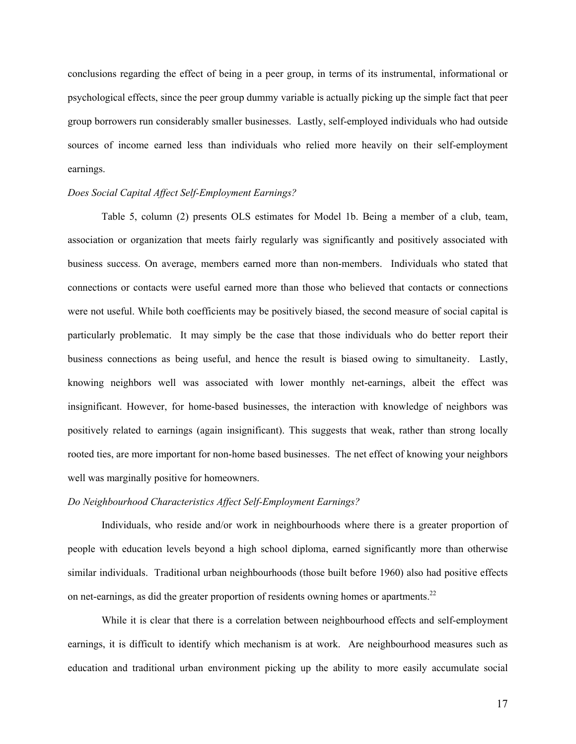conclusions regarding the effect of being in a peer group, in terms of its instrumental, informational or psychological effects, since the peer group dummy variable is actually picking up the simple fact that peer group borrowers run considerably smaller businesses. Lastly, self-employed individuals who had outside sources of income earned less than individuals who relied more heavily on their self-employment earnings.

*Does Social Capital Affect Self-Employment Earnings?*

Table 5, column (2) presents OLS estimates for Model 1b. Being a member of a club, team, association or organization that meets fairly regularly was significantly and positively associated with business success. On average, members earned more than non-members. Individuals who stated that connections or contacts were useful earned more than those who believed that contacts or connections were not useful. While both coefficients may be positively biased, the second measure of social capital is particularly problematic. It may simply be the case that those individuals who do better report their business connections as being useful, and hence the result is biased owing to simultaneity. Lastly, knowing neighbors well was associated with lower monthly net-earnings, albeit the effect was insignificant. However, for home-based businesses, the interaction with knowledge of neighbors was positively related to earnings (again insignificant). This suggests that weak, rather than strong locally rooted ties, are more important for non-home based businesses. The net effect of knowing your neighbors well was marginally positive for homeowners.

*Do Neighbourhood Characteristics Affect Self-Employment Earnings?*

Individuals, who reside and/or work in neighbourhoods where there is a greater proportion of people with education levels beyond a high school diploma, earned significantly more than otherwise similar individuals. Traditional urban neighbourhoods (those built before 1960) also had positive effects on net-earnings, as did the greater proportion of residents owning homes or apartments.[22]

While it is clear that there is a correlation between neighbourhood effects and self-employment earnings, it is difficult to identify which mechanism is at work. Are neighbourhood measures such as education and traditional urban environment picking up the ability to more easily accumulate social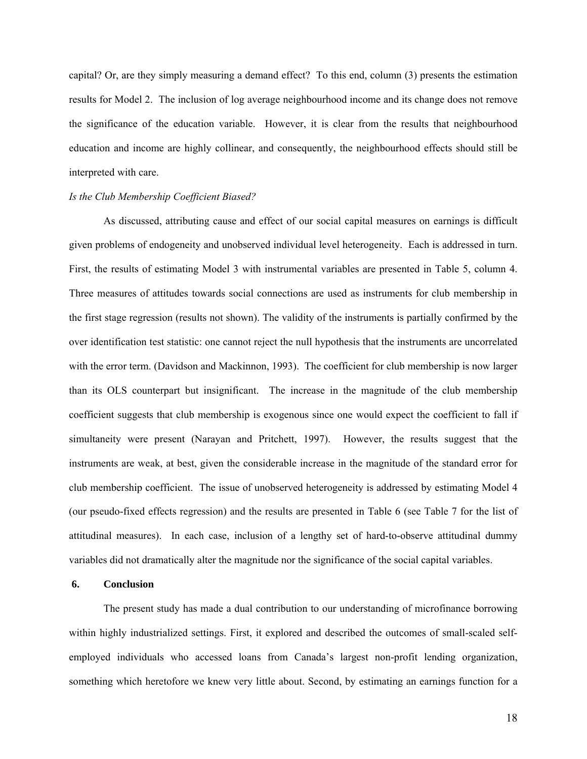capital? Or, are they simply measuring a demand effect? To this end, column (3) presents the estimation results for Model 2. The inclusion of log average neighbourhood income and its change does not remove the significance of the education variable. However, it is clear from the results that neighbourhood education and income are highly collinear, and consequently, the neighbourhood effects should still be interpreted with care.

*Is the Club Membership Coefficient Biased?*

As discussed, attributing cause and effect of our social capital measures on earnings is difficult given problems of endogeneity and unobserved individual level heterogeneity. Each is addressed in turn. First, the results of estimating Model 3 with instrumental variables are presented in Table 5, column 4. Three measures of attitudes towards social connections are used as instruments for club membership in the first stage regression (results not shown). The validity of the instruments is partially confirmed by the over identification test statistic: one cannot reject the null hypothesis that the instruments are uncorrelated with the error term. (Davidson and Mackinnon, 1993). The coefficient for club membership is now larger than its OLS counterpart but insignificant. The increase in the magnitude of the club membership coefficient suggests that club membership is exogenous since one would expect the coefficient to fall if simultaneity were present (Narayan and Pritchett, 1997). However, the results suggest that the instruments are weak, at best, given the considerable increase in the magnitude of the standard error for club membership coefficient. The issue of unobserved heterogeneity is addressed by estimating Model 4 (our pseudo-fixed effects regression) and the results are presented in Table 6 (see Table 7 for the list of attitudinal measures). In each case, inclusion of a lengthy set of hard-to-observe attitudinal dummy variables did not dramatically alter the magnitude nor the significance of the social capital variables.

## 6. Conclusion

The present study has made a dual contribution to our understanding of microfinance borrowing within highly industrialized settings. First, it explored and described the outcomes of small-scaled self-employed individuals who accessed loans from Canada's largest non-profit lending organization, something which heretofore we knew very little about. Second, by estimating an earnings function for a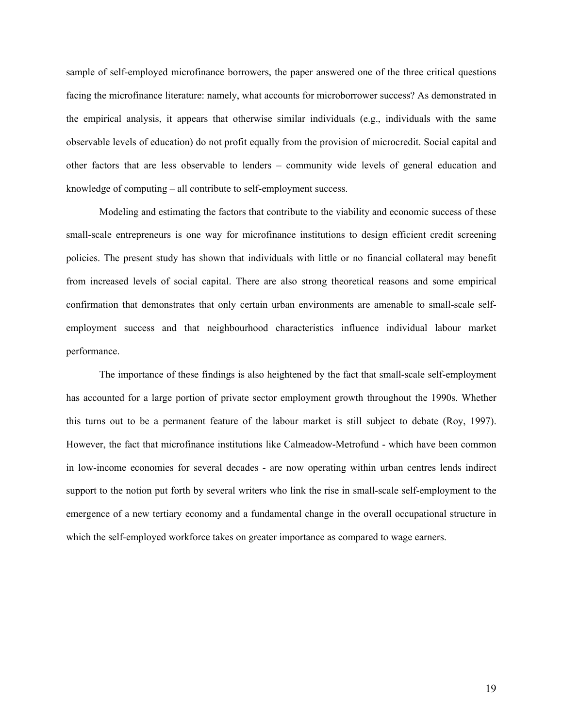sample of self-employed microfinance borrowers, the paper answered one of the three critical questions facing the microfinance literature: namely, what accounts for microborrower success? As demonstrated in the empirical analysis, it appears that otherwise similar individuals (e.g., individuals with the same observable levels of education) do not profit equally from the provision of microcredit. Social capital and other factors that are less observable to lenders – community wide levels of general education and knowledge of computing – all contribute to self-employment success.

Modeling and estimating the factors that contribute to the viability and economic success of these small-scale entrepreneurs is one way for microfinance institutions to design efficient credit screening policies. The present study has shown that individuals with little or no financial collateral may benefit from increased levels of social capital. There are also strong theoretical reasons and some empirical confirmation that demonstrates that only certain urban environments are amenable to small-scale self-employment success and that neighbourhood characteristics influence individual labour market performance.

The importance of these findings is also heightened by the fact that small-scale self-employment has accounted for a large portion of private sector employment growth throughout the 1990s. Whether this turns out to be a permanent feature of the labour market is still subject to debate (Roy, 1997). However, the fact that microfinance institutions like Calmeadow-Metrofund - which have been common in low-income economies for several decades - are now operating within urban centres lends indirect support to the notion put forth by several writers who link the rise in small-scale self-employment to the emergence of a new tertiary economy and a fundamental change in the overall occupational structure in which the self-employed workforce takes on greater importance as compared to wage earners.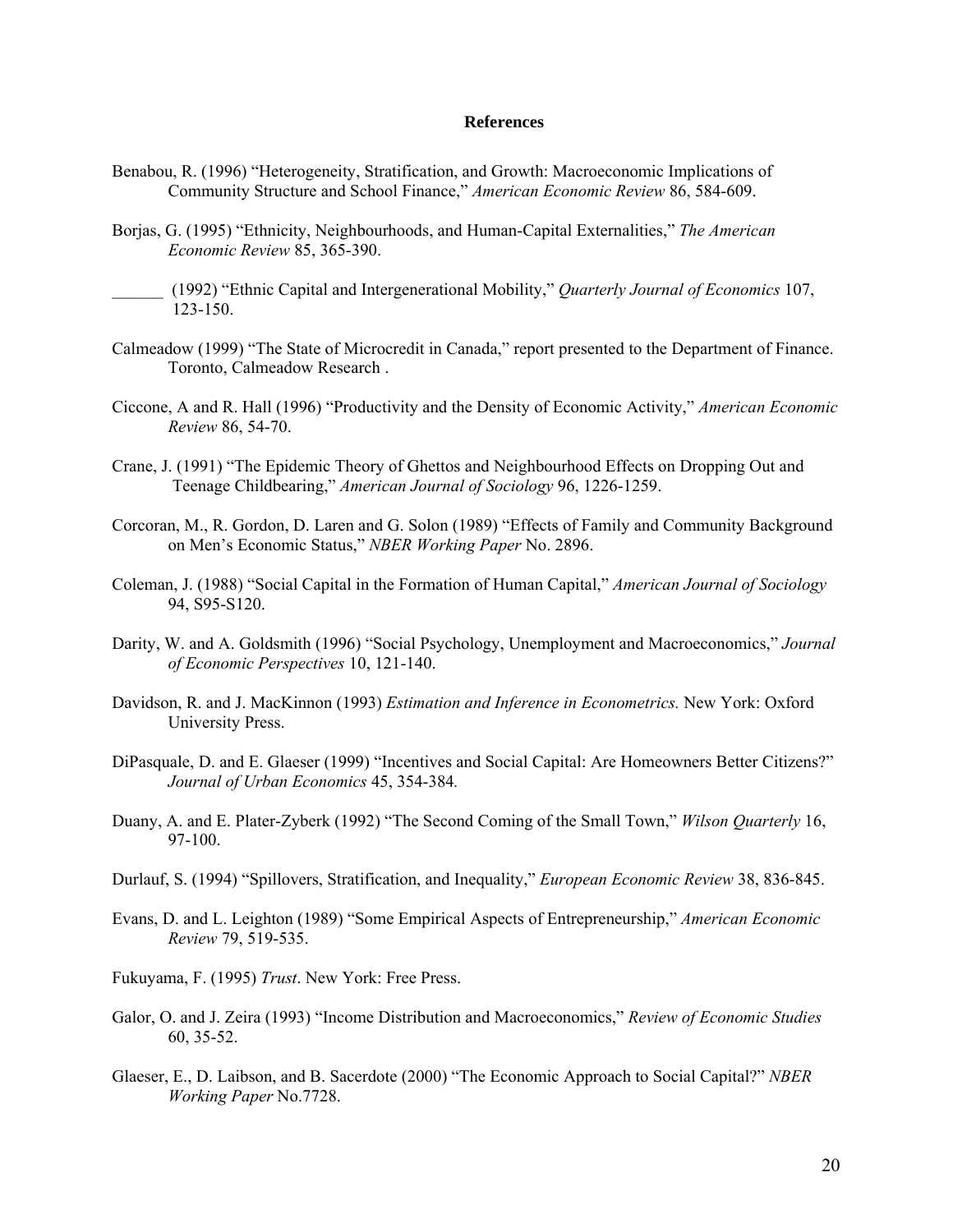# References

Benabou, R. (1996) "Heterogeneity, Stratification, and Growth: Macroeconomic Implications of Community Structure and School Finance," *American Economic Review* 86, 584-609.

Borjas, G. (1995) "Ethnicity, Neighbourhoods, and Human-Capital Externalities," *The American Economic Review* 85, 365-390.

______ (1992) "Ethnic Capital and Intergenerational Mobility," *Quarterly Journal of Economics* 107, 123-150.

Calmeadow (1999) "The State of Microcredit in Canada," report presented to the Department of Finance. Toronto, Calmeadow Research .

Ciccone, A and R. Hall (1996) "Productivity and the Density of Economic Activity," *American Economic Review* 86, 54-70.

Crane, J. (1991) "The Epidemic Theory of Ghettos and Neighbourhood Effects on Dropping Out and Teenage Childbearing," *American Journal of Sociology* 96, 1226-1259.

Corcoran, M., R. Gordon, D. Laren and G. Solon (1989) "Effects of Family and Community Background on Men's Economic Status," *NBER Working Paper* No. 2896.

Coleman, J. (1988) "Social Capital in the Formation of Human Capital," *American Journal of Sociology* 94, S95-S120.

Darity, W. and A. Goldsmith (1996) "Social Psychology, Unemployment and Macroeconomics," *Journal of Economic Perspectives* 10, 121-140.

Davidson, R. and J. MacKinnon (1993) *Estimation and Inference in Econometrics.* New York: Oxford University Press.

DiPasquale, D. and E. Glaeser (1999) "Incentives and Social Capital: Are Homeowners Better Citizens?" *Journal of Urban Economics* 45, 354-384*.*

Duany, A. and E. Plater-Zyberk (1992) "The Second Coming of the Small Town," *Wilson Quarterly* 16, 97-100.

Durlauf, S. (1994) "Spillovers, Stratification, and Inequality," *European Economic Review* 38, 836-845.

Evans, D. and L. Leighton (1989) "Some Empirical Aspects of Entrepreneurship," *American Economic Review* 79, 519-535.

Fukuyama, F. (1995) *Trust*. New York: Free Press.

Galor, O. and J. Zeira (1993) "Income Distribution and Macroeconomics," *Review of Economic Studies* 60, 35-52.

Glaeser, E., D. Laibson, and B. Sacerdote (2000) "The Economic Approach to Social Capital?" *NBER Working Paper* No.7728.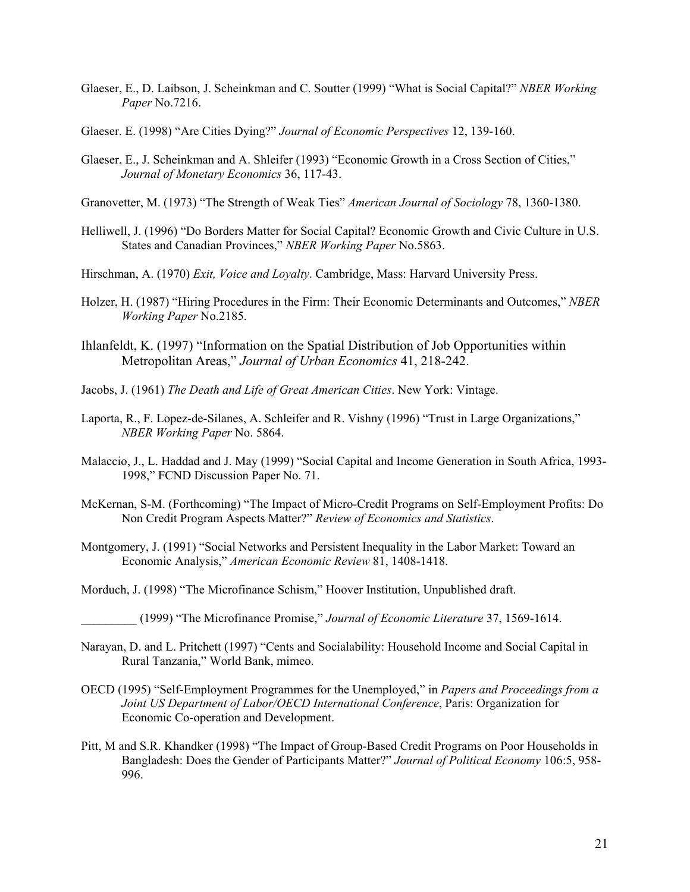Glaeser, E., D. Laibson, J. Scheinkman and C. Soutter (1999) "What is Social Capital?" *NBER Working Paper* No.7216.

Glaeser. E. (1998) "Are Cities Dying?" *Journal of Economic Perspectives* 12, 139-160.

Glaeser, E., J. Scheinkman and A. Shleifer (1993) "Economic Growth in a Cross Section of Cities," *Journal of Monetary Economics* 36, 117-43.

Granovetter, M. (1973) "The Strength of Weak Ties" *American Journal of Sociology* 78, 1360-1380.

Helliwell, J. (1996) "Do Borders Matter for Social Capital? Economic Growth and Civic Culture in U.S. States and Canadian Provinces," *NBER Working Paper* No.5863.

Hirschman, A. (1970) *Exit, Voice and Loyalty*. Cambridge, Mass: Harvard University Press.

Holzer, H. (1987) "Hiring Procedures in the Firm: Their Economic Determinants and Outcomes," *NBER Working Paper* No.2185.

Ihlanfeldt, K. (1997) "Information on the Spatial Distribution of Job Opportunities within Metropolitan Areas," *Journal of Urban Economics* 41, 218-242.

Jacobs, J. (1961) *The Death and Life of Great American Cities*. New York: Vintage.

Laporta, R., F. Lopez-de-Silanes, A. Schleifer and R. Vishny (1996) "Trust in Large Organizations," *NBER Working Paper* No. 5864.

Malaccio, J., L. Haddad and J. May (1999) "Social Capital and Income Generation in South Africa, 1993-1998," FCND Discussion Paper No. 71.

McKernan, S-M. (Forthcoming) "The Impact of Micro-Credit Programs on Self-Employment Profits: Do Non Credit Program Aspects Matter?" *Review of Economics and Statistics*.

Montgomery, J. (1991) "Social Networks and Persistent Inequality in the Labor Market: Toward an Economic Analysis," *American Economic Review* 81, 1408-1418.

Morduch, J. (1998) "The Microfinance Schism," Hoover Institution, Unpublished draft.

_________ (1999) "The Microfinance Promise," *Journal of Economic Literature* 37, 1569-1614.

Narayan, D. and L. Pritchett (1997) "Cents and Socialability: Household Income and Social Capital in Rural Tanzania," World Bank, mimeo.

OECD (1995) "Self-Employment Programmes for the Unemployed," in *Papers and Proceedings from a Joint US Department of Labor/OECD International Conference*, Paris: Organization for Economic Co-operation and Development.

Pitt, M and S.R. Khandker (1998) "The Impact of Group-Based Credit Programs on Poor Households in Bangladesh: Does the Gender of Participants Matter?" *Journal of Political Economy* 106:5, 958-996.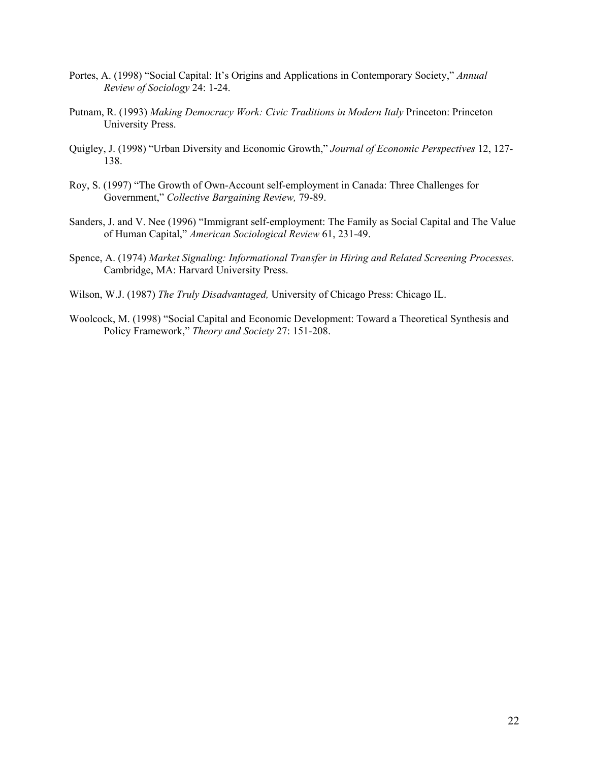Portes, A. (1998) "Social Capital: It's Origins and Applications in Contemporary Society," *Annual Review of Sociology* 24: 1-24.

Putnam, R. (1993) *Making Democracy Work: Civic Traditions in Modern Italy* Princeton: Princeton University Press.

Quigley, J. (1998) "Urban Diversity and Economic Growth," *Journal of Economic Perspectives* 12, 127-138.

Roy, S. (1997) "The Growth of Own-Account self-employment in Canada: Three Challenges for Government," *Collective Bargaining Review,* 79-89.

Sanders, J. and V. Nee (1996) "Immigrant self-employment: The Family as Social Capital and The Value of Human Capital," *American Sociological Review* 61, 231-49.

Spence, A. (1974) *Market Signaling: Informational Transfer in Hiring and Related Screening Processes.* Cambridge, MA: Harvard University Press.

Wilson, W.J. (1987) *The Truly Disadvantaged,* University of Chicago Press: Chicago IL.

Woolcock, M. (1998) "Social Capital and Economic Development: Toward a Theoretical Synthesis and Policy Framework," *Theory and Society* 27: 151-208.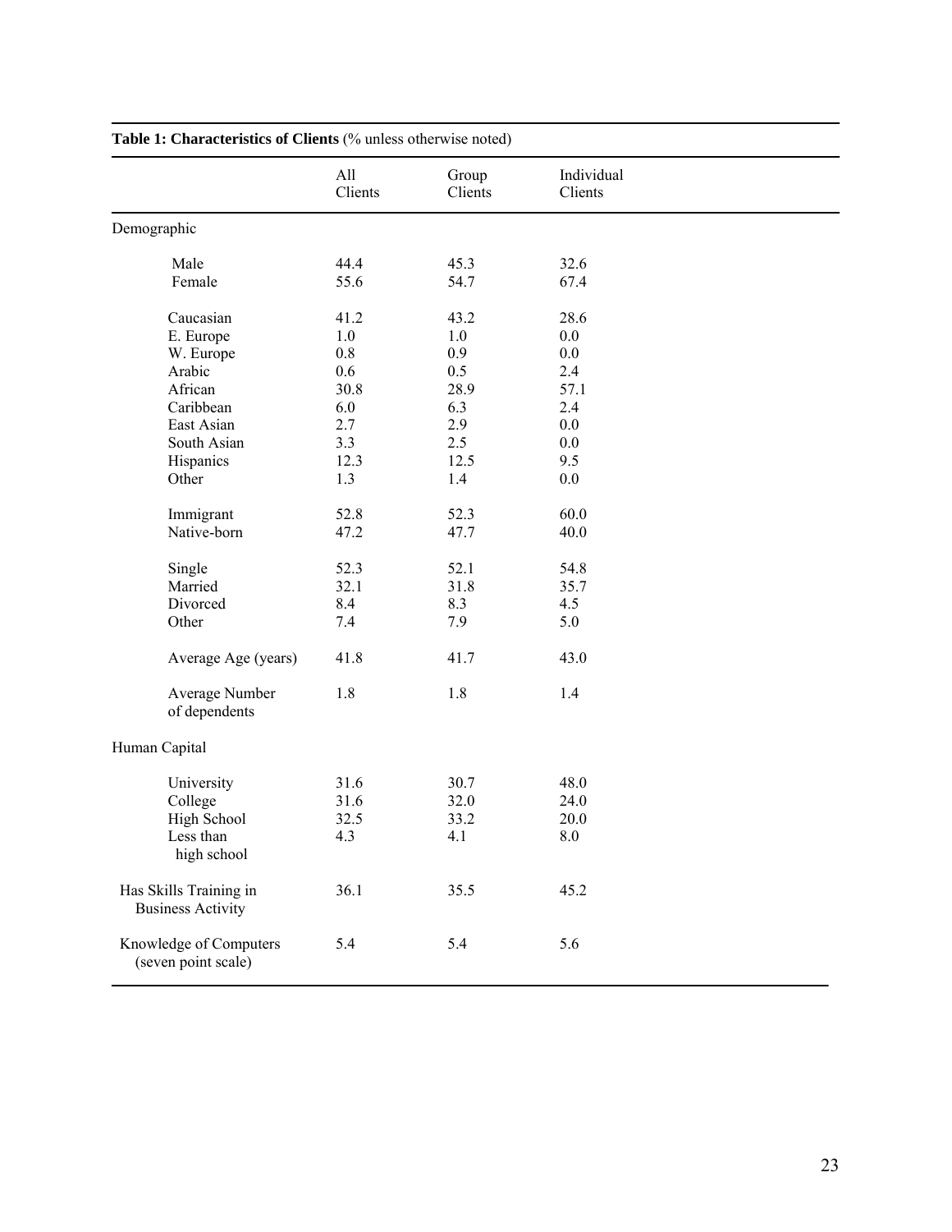**Table 1: Characteristics of Clients** (% unless otherwise noted)

| | All Clients | Group Clients | Individual Clients |
|---|---|---|---|
| Demographic | | | |
| Male | 44.4 | 45.3 | 32.6 |
| Female | 55.6 | 54.7 | 67.4 |
| Caucasian | 41.2 | 43.2 | 28.6 |
| E. Europe | 1.0 | 1.0 | 0.0 |
| W. Europe | 0.8 | 0.9 | 0.0 |
| Arabic | 0.6 | 0.5 | 2.4 |
| African | 30.8 | 28.9 | 57.1 |
| Caribbean | 6.0 | 6.3 | 2.4 |
| East Asian | 2.7 | 2.9 | 0.0 |
| South Asian | 3.3 | 2.5 | 0.0 |
| Hispanics | 12.3 | 12.5 | 9.5 |
| Other | 1.3 | 1.4 | 0.0 |
| Immigrant | 52.8 | 52.3 | 60.0 |
| Native-born | 47.2 | 47.7 | 40.0 |
| Single | 52.3 | 52.1 | 54.8 |
| Married | 32.1 | 31.8 | 35.7 |
| Divorced | 8.4 | 8.3 | 4.5 |
| Other | 7.4 | 7.9 | 5.0 |
| Average Age (years) | 41.8 | 41.7 | 43.0 |
| Average Number of dependents | 1.8 | 1.8 | 1.4 |
| Human Capital | | | |
| University | 31.6 | 30.7 | 48.0 |
| College | 31.6 | 32.0 | 24.0 |
| High School | 32.5 | 33.2 | 20.0 |
| Less than high school | 4.3 | 4.1 | 8.0 |
| Has Skills Training in Business Activity | 36.1 | 35.5 | 45.2 |
| Knowledge of Computers (seven point scale) | 5.4 | 5.4 | 5.6 |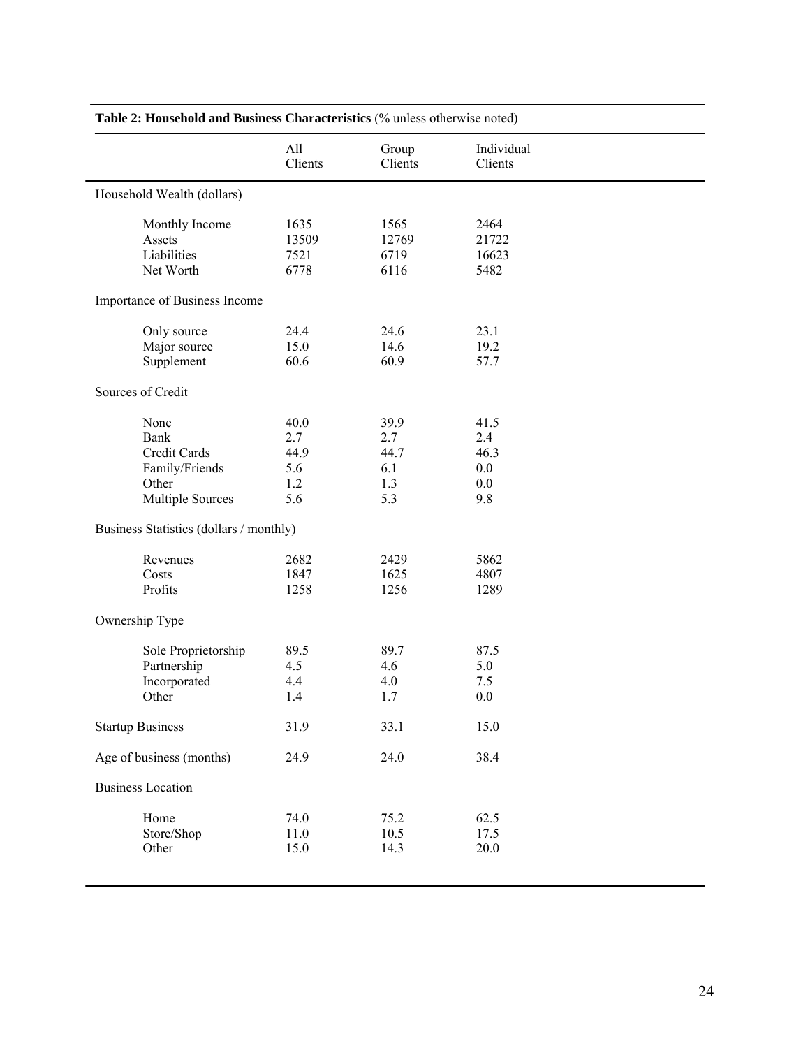**Table 2: Household and Business Characteristics** (% unless otherwise noted)

| | All Clients | Group Clients | Individual Clients |
|---|---|---|---|
| Household Wealth (dollars) | | | |
| Monthly Income | 1635 | 1565 | 2464 |
| Assets | 13509 | 12769 | 21722 |
| Liabilities | 7521 | 6719 | 16623 |
| Net Worth | 6778 | 6116 | 5482 |
| Importance of Business Income | | | |
| Only source | 24.4 | 24.6 | 23.1 |
| Major source | 15.0 | 14.6 | 19.2 |
| Supplement | 60.6 | 60.9 | 57.7 |
| Sources of Credit | | | |
| None | 40.0 | 39.9 | 41.5 |
| Bank | 2.7 | 2.7 | 2.4 |
| Credit Cards | 44.9 | 44.7 | 46.3 |
| Family/Friends | 5.6 | 6.1 | 0.0 |
| Other | 1.2 | 1.3 | 0.0 |
| Multiple Sources | 5.6 | 5.3 | 9.8 |
| Business Statistics (dollars / monthly) | | | |
| Revenues | 2682 | 2429 | 5862 |
| Costs | 1847 | 1625 | 4807 |
| Profits | 1258 | 1256 | 1289 |
| Ownership Type | | | |
| Sole Proprietorship | 89.5 | 89.7 | 87.5 |
| Partnership | 4.5 | 4.6 | 5.0 |
| Incorporated | 4.4 | 4.0 | 7.5 |
| Other | 1.4 | 1.7 | 0.0 |
| Startup Business | 31.9 | 33.1 | 15.0 |
| Age of business (months) | 24.9 | 24.0 | 38.4 |
| Business Location | | | |
| Home | 74.0 | 75.2 | 62.5 |
| Store/Shop | 11.0 | 10.5 | 17.5 |
| Other | 15.0 | 14.3 | 20.0 |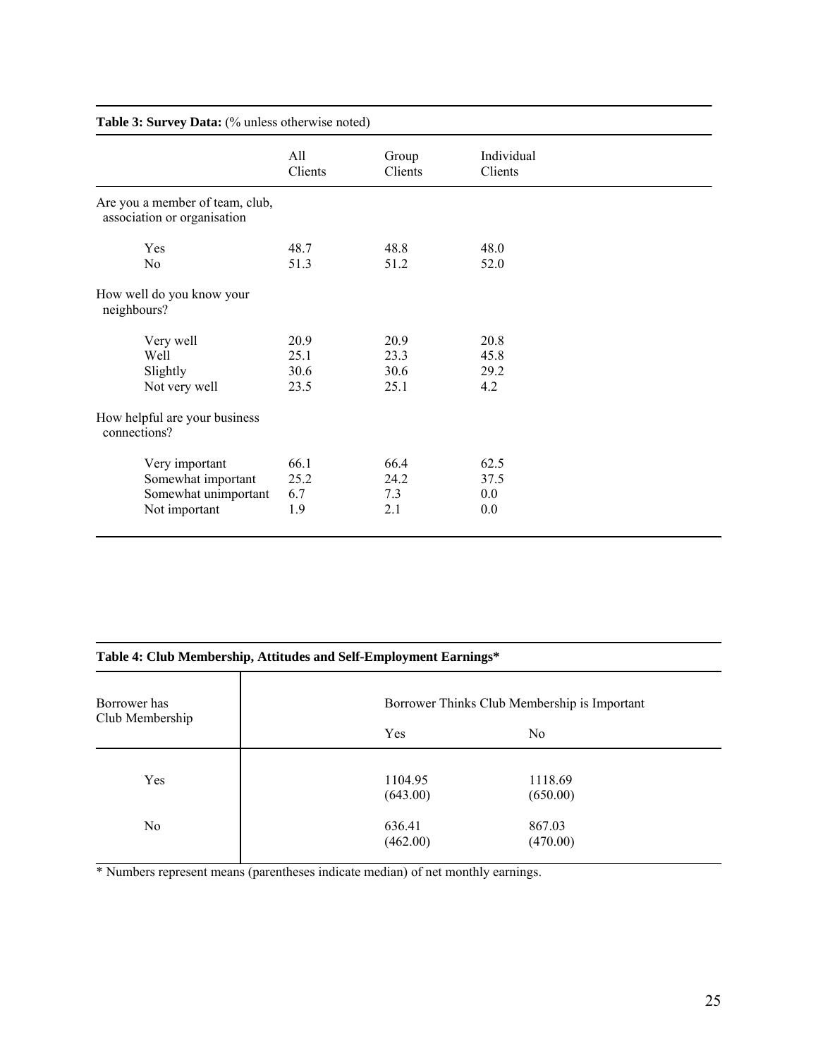**Table 3: Survey Data:** (% unless otherwise noted)

| | All Clients | Group Clients | Individual Clients |
|---|---|---|---|
| Are you a member of team, club, association or organisation | | | |
| Yes | 48.7 | 48.8 | 48.0 |
| No | 51.3 | 51.2 | 52.0 |
| How well do you know your neighbours? | | | |
| Very well | 20.9 | 20.9 | 20.8 |
| Well | 25.1 | 23.3 | 45.8 |
| Slightly | 30.6 | 30.6 | 29.2 |
| Not very well | 23.5 | 25.1 | 4.2 |
| How helpful are your business connections? | | | |
| Very important | 66.1 | 66.4 | 62.5 |
| Somewhat important | 25.2 | 24.2 | 37.5 |
| Somewhat unimportant | 6.7 | 7.3 | 0.0 |
| Not important | 1.9 | 2.1 | 0.0 |

**Table 4: Club Membership, Attitudes and Self-Employment Earnings***

| Borrower has Club Membership | Borrower Thinks Club Membership is Important | |
|---|---|---|
| | Yes | No |
| Yes | 1104.95 (643.00) | 1118.69 (650.00) |
| No | 636.41 (462.00) | 867.03 (470.00) |

* Numbers represent means (parentheses indicate median) of net monthly earnings.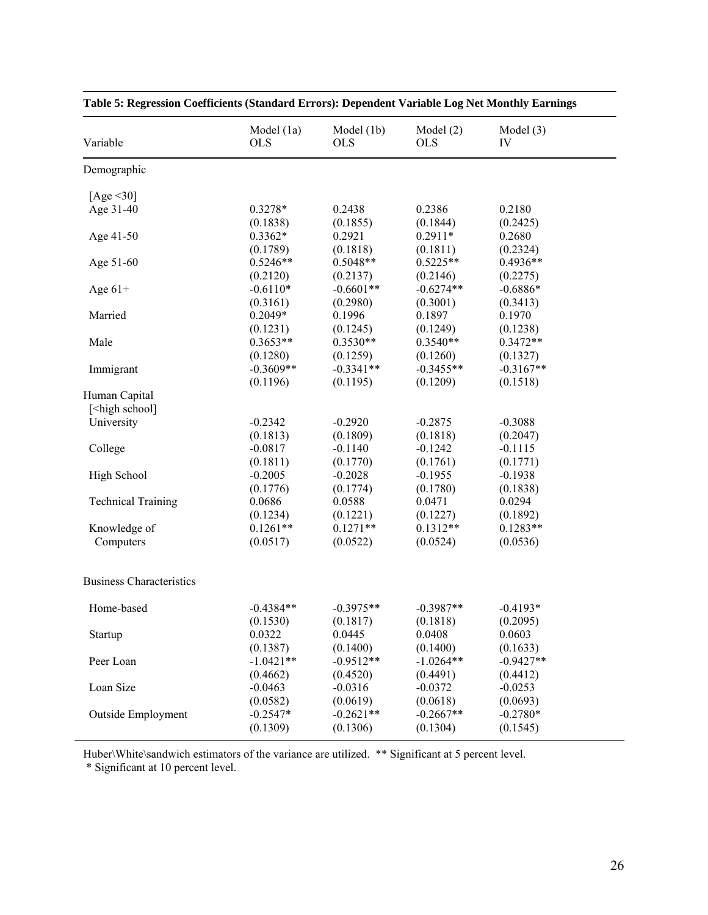**Table 5: Regression Coefficients (Standard Errors): Dependent Variable Log Net Monthly Earnings**

| Variable | Model (1a) OLS | Model (1b) OLS | Model (2) OLS | Model (3) IV |
|---|---|---|---|---|
| Demographic | | | | |
| [Age <30] | | | | |
| Age 31-40 | 0.3278* | 0.2438 | 0.2386 | 0.2180 |
| | (0.1838) | (0.1855) | (0.1844) | (0.2425) |
| Age 41-50 | 0.3362* | 0.2921 | 0.2911* | 0.2680 |
| | (0.1789) | (0.1818) | (0.1811) | (0.2324) |
| Age 51-60 | 0.5246** | 0.5048** | 0.5225** | 0.4936** |
| | (0.2120) | (0.2137) | (0.2146) | (0.2275) |
| Age 61+ | -0.6110* | -0.6601** | -0.6274** | -0.6886* |
| | (0.3161) | (0.2980) | (0.3001) | (0.3413) |
| Married | 0.2049* | 0.1996 | 0.1897 | 0.1970 |
| | (0.1231) | (0.1245) | (0.1249) | (0.1238) |
| Male | 0.3653** | 0.3530** | 0.3540** | 0.3472** |
| | (0.1280) | (0.1259) | (0.1260) | (0.1327) |
| Immigrant | -0.3609** | -0.3341** | -0.3455** | -0.3167** |
| | (0.1196) | (0.1195) | (0.1209) | (0.1518) |
| Human Capital | | | | |
| [<high school] | | | | |
| University | -0.2342 | -0.2920 | -0.2875 | -0.3088 |
| | (0.1813) | (0.1809) | (0.1818) | (0.2047) |
| College | -0.0817 | -0.1140 | -0.1242 | -0.1115 |
| | (0.1811) | (0.1770) | (0.1761) | (0.1771) |
| High School | -0.2005 | -0.2028 | -0.1955 | -0.1938 |
| | (0.1776) | (0.1774) | (0.1780) | (0.1838) |
| Technical Training | 0.0686 | 0.0588 | 0.0471 | 0.0294 |
| | (0.1234) | (0.1221) | (0.1227) | (0.1892) |
| Knowledge of Computers | 0.1261** | 0.1271** | 0.1312** | 0.1283** |
| | (0.0517) | (0.0522) | (0.0524) | (0.0536) |
| Business Characteristics | | | | |
| Home-based | -0.4384** | -0.3975** | -0.3987** | -0.4193* |
| | (0.1530) | (0.1817) | (0.1818) | (0.2095) |
| Startup | 0.0322 | 0.0445 | 0.0408 | 0.0603 |
| | (0.1387) | (0.1400) | (0.1400) | (0.1633) |
| Peer Loan | -1.0421** | -0.9512** | -1.0264** | -0.9427** |
| | (0.4662) | (0.4520) | (0.4491) | (0.4412) |
| Loan Size | -0.0463 | -0.0316 | -0.0372 | -0.0253 |
| | (0.0582) | (0.0619) | (0.0618) | (0.0693) |
| Outside Employment | -0.2547* | -0.2621** | -0.2667** | -0.2780* |
| | (0.1309) | (0.1306) | (0.1304) | (0.1545) |

Huber\White\sandwich estimators of the variance are utilized. ** Significant at 5 percent level.
* Significant at 10 percent level.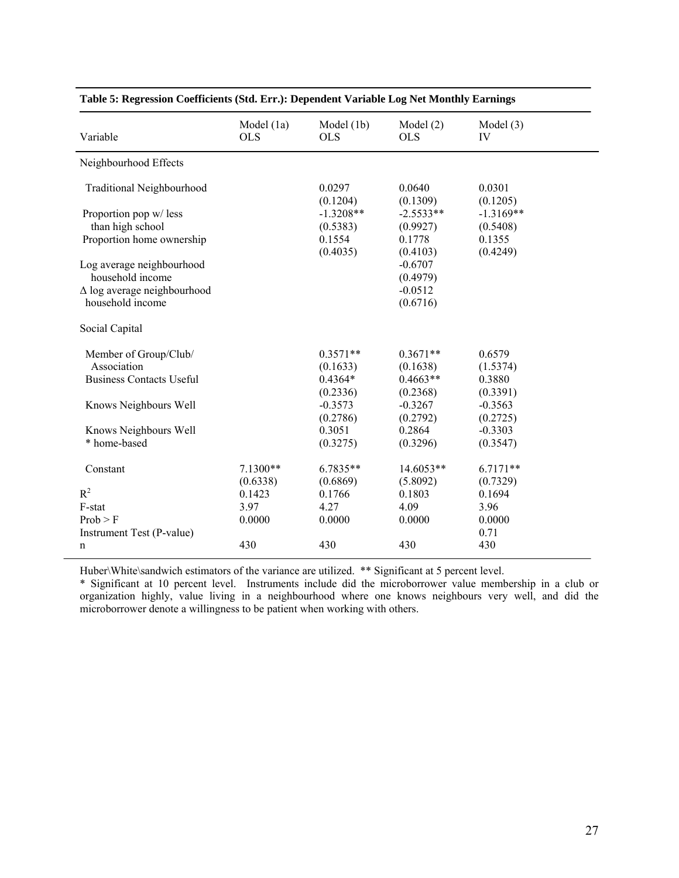**Table 5: Regression Coefficients (Std. Err.): Dependent Variable Log Net Monthly Earnings**

| Variable | Model (1a) OLS | Model (1b) OLS | Model (2) OLS | Model (3) IV |
|---|---|---|---|---|
| Neighbourhood Effects | | | | |
| Traditional Neighbourhood | | 0.0297 | 0.0640 | 0.0301 |
| | | (0.1204) | (0.1309) | (0.1205) |
| Proportion pop w/ less than high school | | -1.3208** | -2.5533** | -1.3169** |
| | | (0.5383) | (0.9927) | (0.5408) |
| Proportion home ownership | | 0.1554 | 0.1778 | 0.1355 |
| | | (0.4035) | (0.4103) | (0.4249) |
| Log average neighbourhood household income | | | -0.6707 | |
| | | | (0.4979) | |
| Δ log average neighbourhood household income | | | -0.0512 | |
| | | | (0.6716) | |
| Social Capital | | | | |
| Member of Group/Club/ Association | | 0.3571** | 0.3671** | 0.6579 |
| | | (0.1633) | (0.1638) | (1.5374) |
| Business Contacts Useful | | 0.4364* | 0.4663** | 0.3880 |
| | | (0.2336) | (0.2368) | (0.3391) |
| Knows Neighbours Well | | -0.3573 | -0.3267 | -0.3563 |
| | | (0.2786) | (0.2792) | (0.2725) |
| Knows Neighbours Well * home-based | | 0.3051 | 0.2864 | -0.3303 |
| | | (0.3275) | (0.3296) | (0.3547) |
| Constant | 7.1300** | 6.7835** | 14.6053** | 6.7171** |
| | (0.6338) | (0.6869) | (5.8092) | (0.7329) |
| $R^2$ | 0.1423 | 0.1766 | 0.1803 | 0.1694 |
| F-stat | 3.97 | 4.27 | 4.09 | 3.96 |
| Prob > F | 0.0000 | 0.0000 | 0.0000 | 0.0000 |
| Instrument Test (P-value) | | | | 0.71 |
| n | 430 | 430 | 430 | 430 |

Huber\White\sandwich estimators of the variance are utilized. ** Significant at 5 percent level.
* Significant at 10 percent level. Instruments include did the microborrower value membership in a club or organization highly, value living in a neighbourhood where one knows neighbours very well, and did the microborrower denote a willingness to be patient when working with others.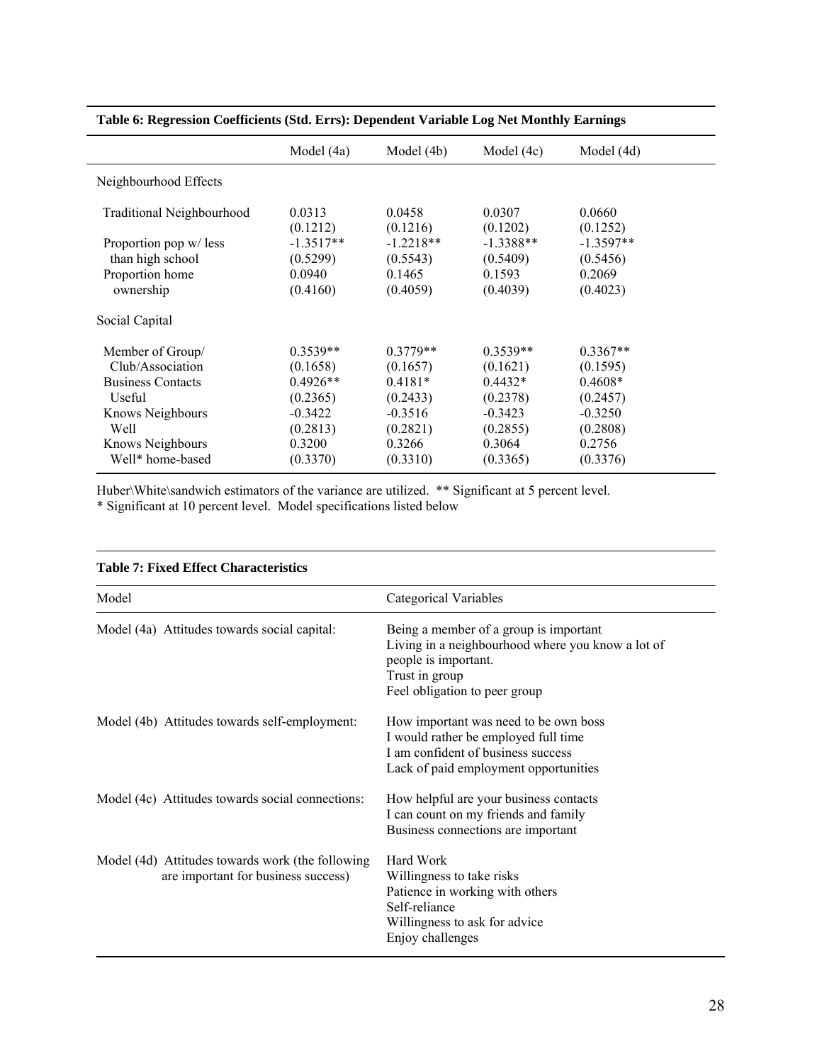**Table 6: Regression Coefficients (Std. Errs): Dependent Variable Log Net Monthly Earnings**

| | Model (4a) | Model (4b) | Model (4c) | Model (4d) |
|---|---|---|---|---|
| Neighbourhood Effects | | | | |
| Traditional Neighbourhood | 0.0313 | 0.0458 | 0.0307 | 0.0660 |
| | (0.1212) | (0.1216) | (0.1202) | (0.1252) |
| Proportion pop w/ less than high school | -1.3517** | -1.2218** | -1.3388** | -1.3597** |
| | (0.5299) | (0.5543) | (0.5409) | (0.5456) |
| Proportion home ownership | 0.0940 | 0.1465 | 0.1593 | 0.2069 |
| | (0.4160) | (0.4059) | (0.4039) | (0.4023) |
| Social Capital | | | | |
| Member of Group/ Club/Association | 0.3539** | 0.3779** | 0.3539** | 0.3367** |
| | (0.1658) | (0.1657) | (0.1621) | (0.1595) |
| Business Contacts Useful | 0.4926** | 0.4181* | 0.4432* | 0.4608* |
| | (0.2365) | (0.2433) | (0.2378) | (0.2457) |
| Knows Neighbours Well | -0.3422 | -0.3516 | -0.3423 | -0.3250 |
| | (0.2813) | (0.2821) | (0.2855) | (0.2808) |
| Knows Neighbours Well* home-based | 0.3200 | 0.3266 | 0.3064 | 0.2756 |
| | (0.3370) | (0.3310) | (0.3365) | (0.3376) |

Huber\White\sandwich estimators of the variance are utilized. ** Significant at 5 percent level.
* Significant at 10 percent level. Model specifications listed below

**Table 7: Fixed Effect Characteristics**

| Model | Categorical Variables |
|---|---|
| Model (4a) Attitudes towards social capital: | Being a member of a group is important<br>Living in a neighbourhood where you know a lot of people is important.<br>Trust in group<br>Feel obligation to peer group |
| Model (4b) Attitudes towards self-employment: | How important was need to be own boss<br>I would rather be employed full time<br>I am confident of business success<br>Lack of paid employment opportunities |
| Model (4c) Attitudes towards social connections: | How helpful are your business contacts<br>I can count on my friends and family<br>Business connections are important |
| Model (4d) Attitudes towards work (the following are important for business success) | Hard Work<br>Willingness to take risks<br>Patience in working with others<br>Self-reliance<br>Willingness to ask for advice<br>Enjoy challenges |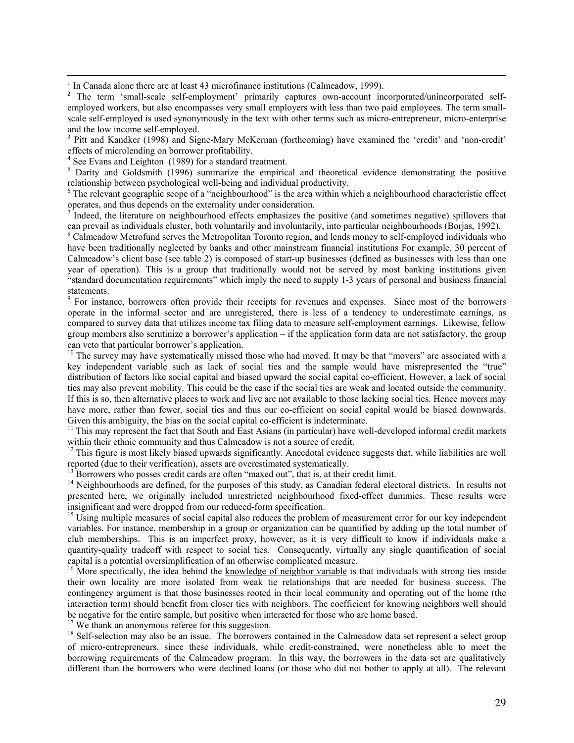[1] In Canada alone there are at least 43 microfinance institutions (Calmeadow, 1999).

[2] The term 'small-scale self-employment' primarily captures own-account incorporated/unincorporated self-employed workers, but also encompasses very small employers with less than two paid employees. The term small-scale self-employed is used synonymously in the text with other terms such as micro-entrepreneur, micro-enterprise and the low income self-employed.

[3] Pitt and Kandker (1998) and Signe-Mary McKernan (forthcoming) have examined the 'credit' and 'non-credit' effects of microlending on borrower profitability.

[4] See Evans and Leighton (1989) for a standard treatment.

[5] Darity and Goldsmith (1996) summarize the empirical and theoretical evidence demonstrating the positive relationship between psychological well-being and individual productivity.

[6] The relevant geographic scope of a "neighbourhood" is the area within which a neighbourhood characteristic effect operates, and thus depends on the externality under consideration.

[7] Indeed, the literature on neighbourhood effects emphasizes the positive (and sometimes negative) spillovers that can prevail as individuals cluster, both voluntarily and involuntarily, into particular neighbourhoods (Borjas, 1992).

[8] Calmeadow Metrofund serves the Metropolitan Toronto region, and lends money to self-employed individuals who have been traditionally neglected by banks and other mainstream financial institutions For example, 30 percent of Calmeadow's client base (see table 2) is composed of start-up businesses (defined as businesses with less than one year of operation). This is a group that traditionally would not be served by most banking institutions given "standard documentation requirements" which imply the need to supply 1-3 years of personal and business financial statements.

[9] For instance, borrowers often provide their receipts for revenues and expenses. Since most of the borrowers operate in the informal sector and are unregistered, there is less of a tendency to underestimate earnings, as compared to survey data that utilizes income tax filing data to measure self-employment earnings. Likewise, fellow group members also scrutinize a borrower's application – if the application form data are not satisfactory, the group can veto that particular borrower's application.

[10] The survey may have systematically missed those who had moved. It may be that "movers" are associated with a key independent variable such as lack of social ties and the sample would have misrepresented the "true" distribution of factors like social capital and biased upward the social capital co-efficient. However, a lack of social ties may also prevent mobility. This could be the case if the social ties are weak and located outside the community. If this is so, then alternative places to work and live are not available to those lacking social ties. Hence movers may have more, rather than fewer, social ties and thus our co-efficient on social capital would be biased downwards. Given this ambiguity, the bias on the social capital co-efficient is indeterminate.

[11] This may represent the fact that South and East Asians (in particular) have well-developed informal credit markets within their ethnic community and thus Calmeadow is not a source of credit.

[12] This figure is most likely biased upwards significantly. Anecdotal evidence suggests that, while liabilities are well reported (due to their verification), assets are overestimated systematically.

[13] Borrowers who posses credit cards are often "maxed out", that is, at their credit limit.

[14] Neighbourhoods are defined, for the purposes of this study, as Canadian federal electoral districts. In results not presented here, we originally included unrestricted neighbourhood fixed-effect dummies. These results were insignificant and were dropped from our reduced-form specification.

[15] Using multiple measures of social capital also reduces the problem of measurement error for our key independent variables. For instance, membership in a group or organization can be quantified by adding up the total number of club memberships. This is an imperfect proxy, however, as it is very difficult to know if individuals make a quantity-quality tradeoff with respect to social ties. Consequently, virtually any <u>single</u> quantification of social capital is a potential oversimplification of an otherwise complicated measure.

[16] More specifically, the idea behind the <u>knowledge of neighbor variable</u> is that individuals with strong ties inside their own locality are more isolated from weak tie relationships that are needed for business success. The contingency argument is that those businesses rooted in their local community and operating out of the home (the interaction term) should benefit from closer ties with neighbors. The coefficient for knowing neighbors well should be negative for the entire sample, but positive when interacted for those who are home based.

[17] We thank an anonymous referee for this suggestion.

[18] Self-selection may also be an issue. The borrowers contained in the Calmeadow data set represent a select group of micro-entrepreneurs, since these individuals, while credit-constrained, were nonetheless able to meet the borrowing requirements of the Calmeadow program. In this way, the borrowers in the data set are qualitatively different than the borrowers who were declined loans (or those who did not bother to apply at all). The relevant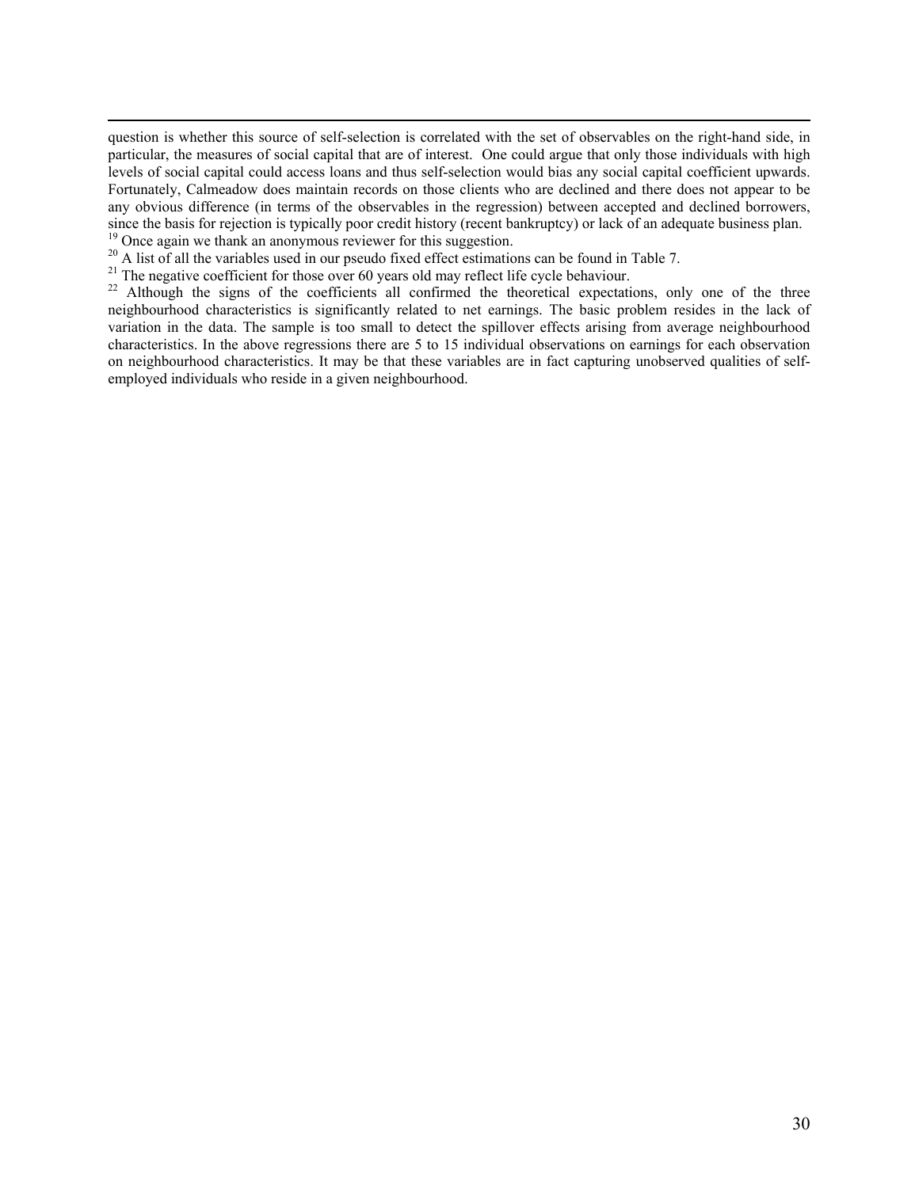question is whether this source of self-selection is correlated with the set of observables on the right-hand side, in particular, the measures of social capital that are of interest. One could argue that only those individuals with high levels of social capital could access loans and thus self-selection would bias any social capital coefficient upwards. Fortunately, Calmeadow does maintain records on those clients who are declined and there does not appear to be any obvious difference (in terms of the observables in the regression) between accepted and declined borrowers, since the basis for rejection is typically poor credit history (recent bankruptcy) or lack of an adequate business plan.

[19] Once again we thank an anonymous reviewer for this suggestion.

[20] A list of all the variables used in our pseudo fixed effect estimations can be found in Table 7.

[21] The negative coefficient for those over 60 years old may reflect life cycle behaviour.

[22] Although the signs of the coefficients all confirmed the theoretical expectations, only one of the three neighbourhood characteristics is significantly related to net earnings. The basic problem resides in the lack of variation in the data. The sample is too small to detect the spillover effects arising from average neighbourhood characteristics. In the above regressions there are 5 to 15 individual observations on earnings for each observation on neighbourhood characteristics. It may be that these variables are in fact capturing unobserved qualities of self-employed individuals who reside in a given neighbourhood.